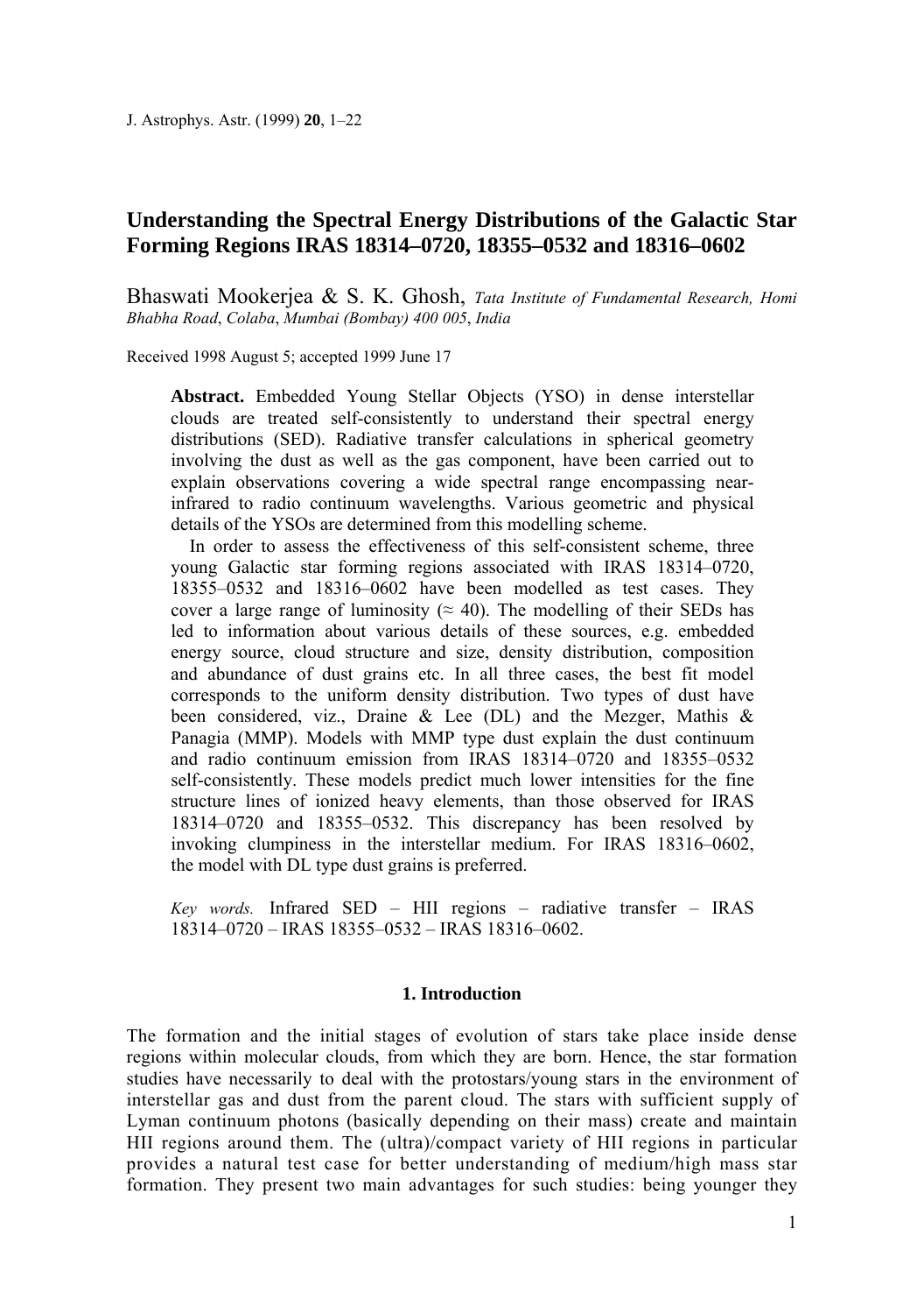# Understanding the Spectral Energy Distributions of the Galactic Star Forming Regions IRAS 18314–0720, 18355–0532 and 18316–0602

Bhaswati Mookerjea & S. K. Ghosh, *Tata Institute of Fundamental Research, Homi Bhabha Road, Colaba, Mumbai (Bombay) 400 005, India*

Received 1998 August 5; accepted 1999 June 17

**Abstract.** Embedded Young Stellar Objects (YSO) in dense interstellar clouds are treated self-consistently to understand their spectral energy distributions (SED). Radiative transfer calculations in spherical geometry involving the dust as well as the gas component, have been carried out to explain observations covering a wide spectral range encompassing near-infrared to radio continuum wavelengths. Various geometric and physical details of the YSOs are determined from this modelling scheme.

In order to assess the effectiveness of this self-consistent scheme, three young Galactic star forming regions associated with IRAS 18314–0720, 18355–0532 and 18316–0602 have been modelled as test cases. They cover a large range of luminosity ($\approx$ 40). The modelling of their SEDs has led to information about various details of these sources, e.g. embedded energy source, cloud structure and size, density distribution, composition and abundance of dust grains etc. In all three cases, the best fit model corresponds to the uniform density distribution. Two types of dust have been considered, viz., Draine & Lee (DL) and the Mezger, Mathis & Panagia (MMP). Models with MMP type dust explain the dust continuum and radio continuum emission from IRAS 18314–0720 and 18355–0532 self-consistently. These models predict much lower intensities for the fine structure lines of ionized heavy elements, than those observed for IRAS 18314–0720 and 18355–0532. This discrepancy has been resolved by invoking clumpiness in the interstellar medium. For IRAS 18316–0602, the model with DL type dust grains is preferred.

*Key words.* Infrared SED – HII regions – radiative transfer – IRAS 18314–0720 – IRAS 18355–0532 – IRAS 18316–0602.

## 1. Introduction

The formation and the initial stages of evolution of stars take place inside dense regions within molecular clouds, from which they are born. Hence, the star formation studies have necessarily to deal with the protostars/young stars in the environment of interstellar gas and dust from the parent cloud. The stars with sufficient supply of Lyman continuum photons (basically depending on their mass) create and maintain HII regions around them. The (ultra)/compact variety of HII regions in particular provides a natural test case for better understanding of medium/high mass star formation. They present two main advantages for such studies: being younger they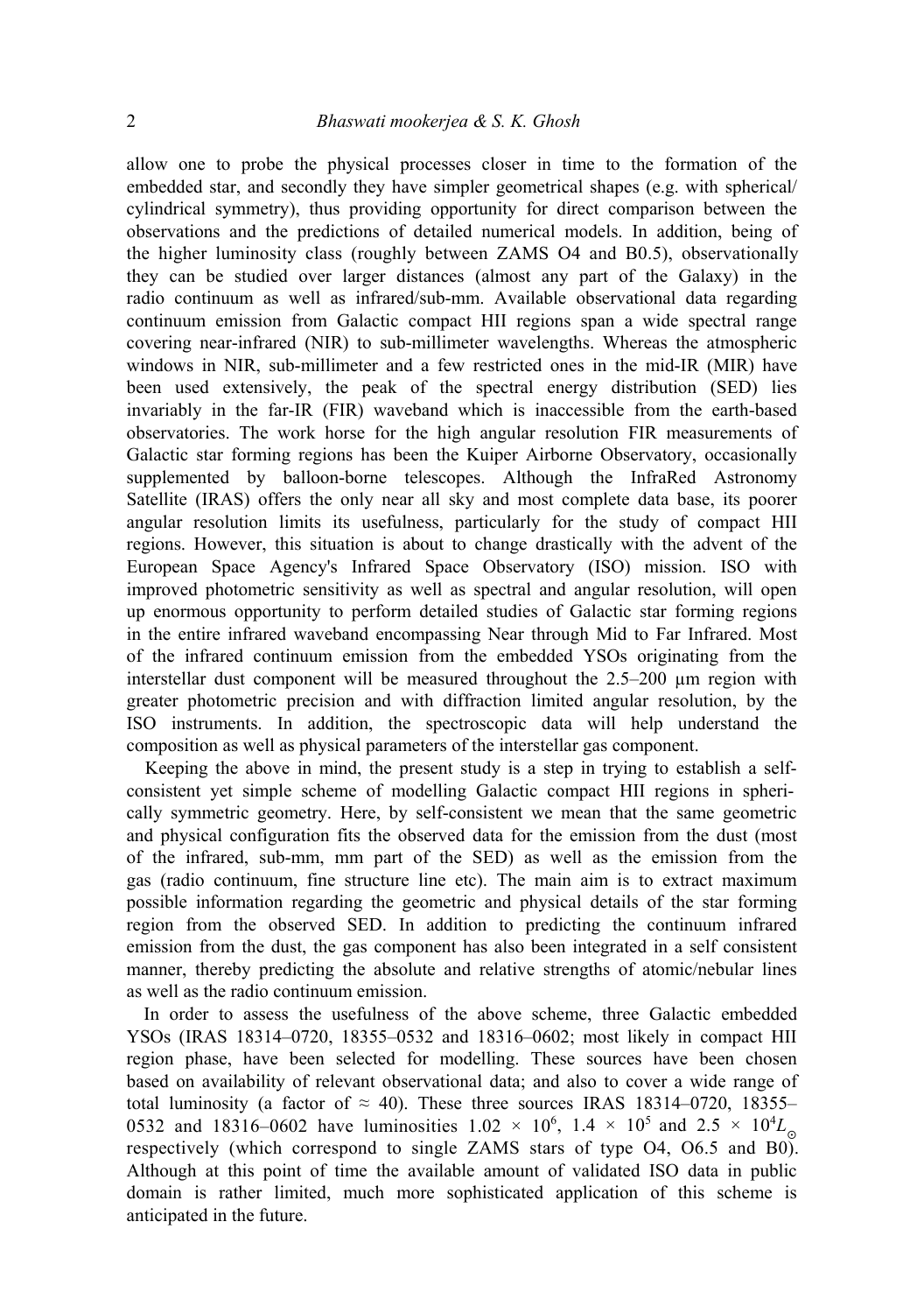allow one to probe the physical processes closer in time to the formation of the embedded star, and secondly they have simpler geometrical shapes (e.g. with spherical/ cylindrical symmetry), thus providing opportunity for direct comparison between the observations and the predictions of detailed numerical models. In addition, being of the higher luminosity class (roughly between ZAMS O4 and B0.5), observationally they can be studied over larger distances (almost any part of the Galaxy) in the radio continuum as well as infrared/sub-mm. Available observational data regarding continuum emission from Galactic compact HII regions span a wide spectral range covering near-infrared (NIR) to sub-millimeter wavelengths. Whereas the atmospheric windows in NIR, sub-millimeter and a few restricted ones in the mid-IR (MIR) have been used extensively, the peak of the spectral energy distribution (SED) lies invariably in the far-IR (FIR) waveband which is inaccessible from the earth-based observatories. The work horse for the high angular resolution FIR measurements of Galactic star forming regions has been the Kuiper Airborne Observatory, occasionally supplemented by balloon-borne telescopes. Although the InfraRed Astronomy Satellite (IRAS) offers the only near all sky and most complete data base, its poorer angular resolution limits its usefulness, particularly for the study of compact HII regions. However, this situation is about to change drastically with the advent of the European Space Agency's Infrared Space Observatory (ISO) mission. ISO with improved photometric sensitivity as well as spectral and angular resolution, will open up enormous opportunity to perform detailed studies of Galactic star forming regions in the entire infrared waveband encompassing Near through Mid to Far Infrared. Most of the infrared continuum emission from the embedded YSOs originating from the interstellar dust component will be measured throughout the 2.5–200 μm region with greater photometric precision and with diffraction limited angular resolution, by the ISO instruments. In addition, the spectroscopic data will help understand the composition as well as physical parameters of the interstellar gas component.

Keeping the above in mind, the present study is a step in trying to establish a self-consistent yet simple scheme of modelling Galactic compact HII regions in spherically symmetric geometry. Here, by self-consistent we mean that the same geometric and physical configuration fits the observed data for the emission from the dust (most of the infrared, sub-mm, mm part of the SED) as well as the emission from the gas (radio continuum, fine structure line etc). The main aim is to extract maximum possible information regarding the geometric and physical details of the star forming region from the observed SED. In addition to predicting the continuum infrared emission from the dust, the gas component has also been integrated in a self consistent manner, thereby predicting the absolute and relative strengths of atomic/nebular lines as well as the radio continuum emission.

In order to assess the usefulness of the above scheme, three Galactic embedded YSOs (IRAS 18314–0720, 18355–0532 and 18316–0602; most likely in compact HII region phase, have been selected for modelling. These sources have been chosen based on availability of relevant observational data; and also to cover a wide range of total luminosity (a factor of $\approx$ 40). These three sources IRAS 18314–0720, 18355–0532 and 18316–0602 have luminosities $1.02 \times 10^6$, $1.4 \times 10^5$ and $2.5 \times 10^4 L_\odot$ respectively (which correspond to single ZAMS stars of type O4, O6.5 and B0). Although at this point of time the available amount of validated ISO data in public domain is rather limited, much more sophisticated application of this scheme is anticipated in the future.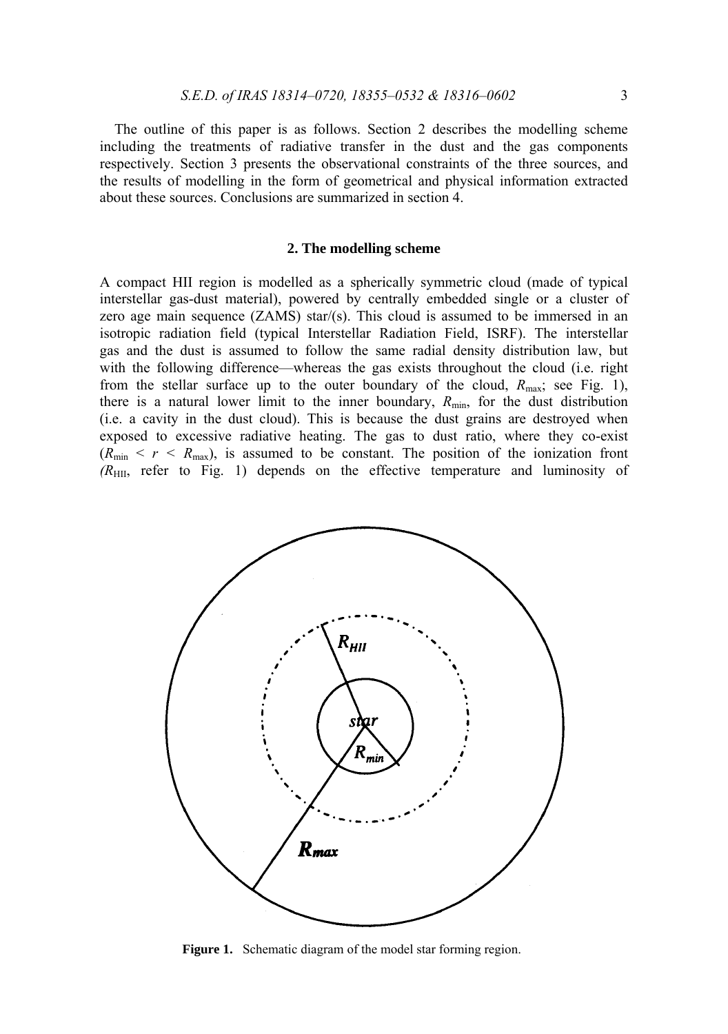The outline of this paper is as follows. Section 2 describes the modelling scheme including the treatments of radiative transfer in the dust and the gas components respectively. Section 3 presents the observational constraints of the three sources, and the results of modelling in the form of geometrical and physical information extracted about these sources. Conclusions are summarized in section 4.

## 2. The modelling scheme

A compact HII region is modelled as a spherically symmetric cloud (made of typical interstellar gas-dust material), powered by centrally embedded single or a cluster of zero age main sequence (ZAMS) star/(s). This cloud is assumed to be immersed in an isotropic radiation field (typical Interstellar Radiation Field, ISRF). The interstellar gas and the dust is assumed to follow the same radial density distribution law, but with the following difference—whereas the gas exists throughout the cloud (i.e. right from the stellar surface up to the outer boundary of the cloud, $R_{\max}$; see Fig. 1), there is a natural lower limit to the inner boundary, $R_{\min}$, for the dust distribution (i.e. a cavity in the dust cloud). This is because the dust grains are destroyed when exposed to excessive radiative heating. The gas to dust ratio, where they co-exist ($R_{\min} < r < R_{\max}$), is assumed to be constant. The position of the ionization front ($R_{\rm HII}$, refer to Fig. 1) depends on the effective temperature and luminosity of

**Figure 1.** Schematic diagram of the model star forming region.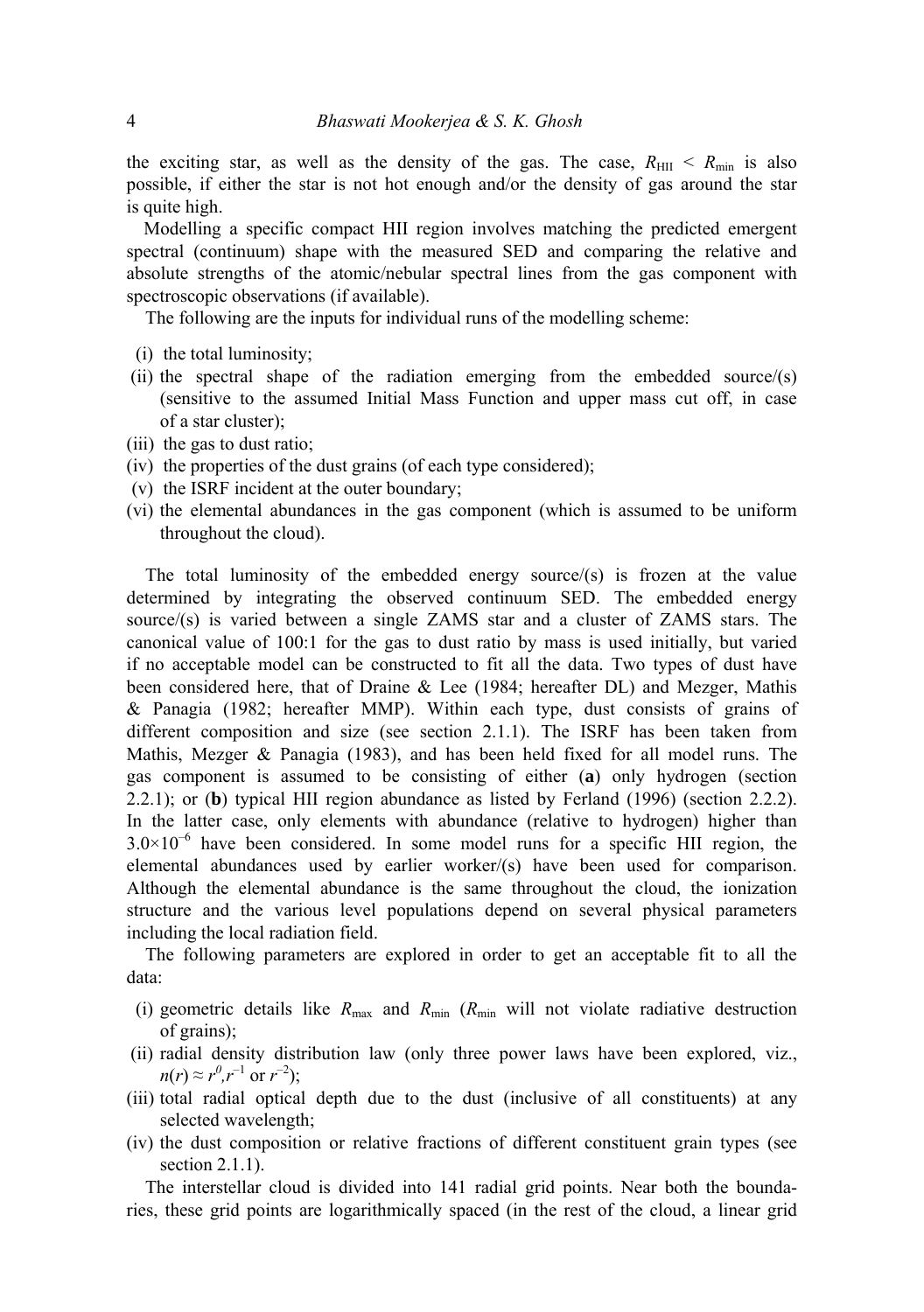the exciting star, as well as the density of the gas. The case, $R_{\mathrm{HII}} < R_{\min}$ is also possible, if either the star is not hot enough and/or the density of gas around the star is quite high.

Modelling a specific compact HII region involves matching the predicted emergent spectral (continuum) shape with the measured SED and comparing the relative and absolute strengths of the atomic/nebular spectral lines from the gas component with spectroscopic observations (if available).

The following are the inputs for individual runs of the modelling scheme:

- (i) the total luminosity;
- (ii) the spectral shape of the radiation emerging from the embedded source/(s) (sensitive to the assumed Initial Mass Function and upper mass cut off, in case of a star cluster);
- (iii) the gas to dust ratio;
- (iv) the properties of the dust grains (of each type considered);
- (v) the ISRF incident at the outer boundary;
- (vi) the elemental abundances in the gas component (which is assumed to be uniform throughout the cloud).

The total luminosity of the embedded energy source/(s) is frozen at the value determined by integrating the observed continuum SED. The embedded energy source/(s) is varied between a single ZAMS star and a cluster of ZAMS stars. The canonical value of 100:1 for the gas to dust ratio by mass is used initially, but varied if no acceptable model can be constructed to fit all the data. Two types of dust have been considered here, that of Draine & Lee (1984; hereafter DL) and Mezger, Mathis & Panagia (1982; hereafter MMP). Within each type, dust consists of grains of different composition and size (see section 2.1.1). The ISRF has been taken from Mathis, Mezger & Panagia (1983), and has been held fixed for all model runs. The gas component is assumed to be consisting of either (**a**) only hydrogen (section 2.2.1); or (**b**) typical HII region abundance as listed by Ferland (1996) (section 2.2.2). In the latter case, only elements with abundance (relative to hydrogen) higher than $3.0\times10^{-6}$ have been considered. In some model runs for a specific HII region, the elemental abundances used by earlier worker/(s) have been used for comparison. Although the elemental abundance is the same throughout the cloud, the ionization structure and the various level populations depend on several physical parameters including the local radiation field.

The following parameters are explored in order to get an acceptable fit to all the data:

- (i) geometric details like $R_{\max}$ and $R_{\min}$ ($R_{\min}$ will not violate radiative destruction of grains);
- (ii) radial density distribution law (only three power laws have been explored, viz., $n(r) \approx r^{0}, r^{-1}$ or $r^{-2}$);
- (iii) total radial optical depth due to the dust (inclusive of all constituents) at any selected wavelength;
- (iv) the dust composition or relative fractions of different constituent grain types (see section 2.1.1).

The interstellar cloud is divided into 141 radial grid points. Near both the boundaries, these grid points are logarithmically spaced (in the rest of the cloud, a linear grid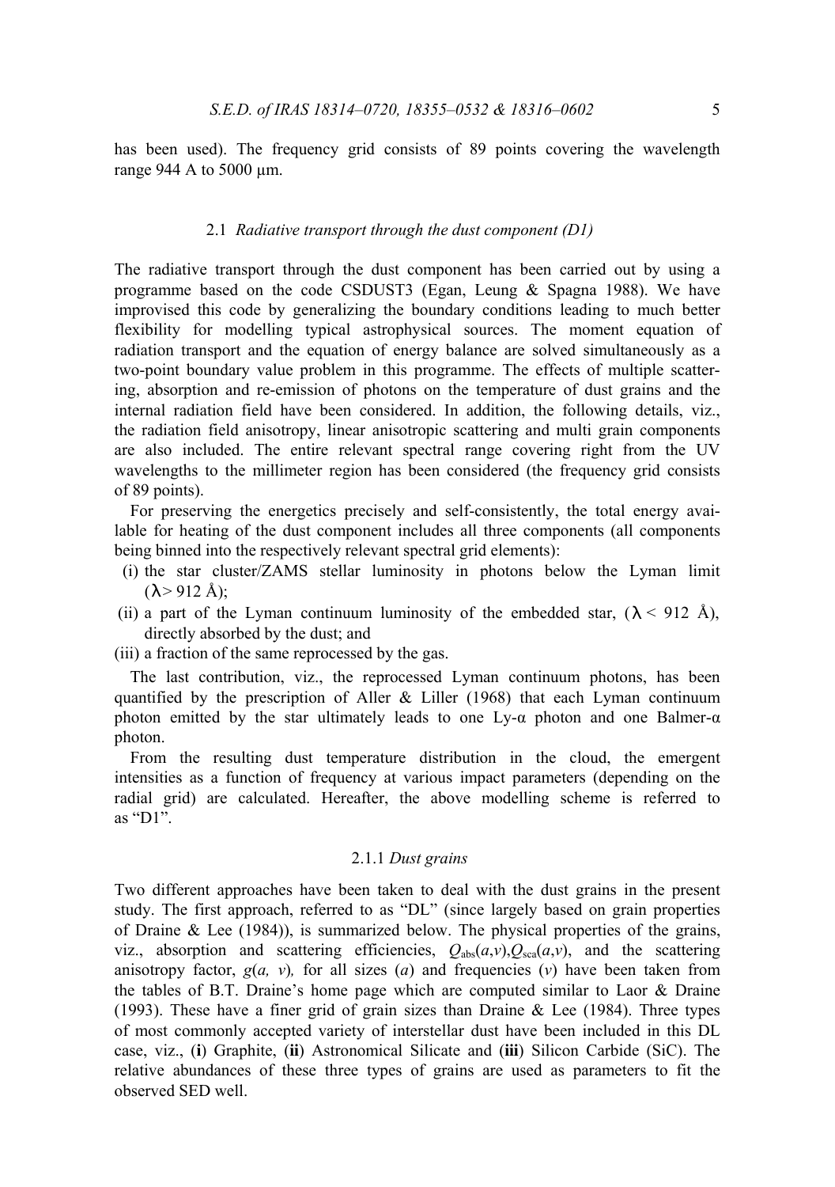has been used). The frequency grid consists of 89 points covering the wavelength range 944 A to 5000 μm.

### 2.1 *Radiative transport through the dust component (D1)*

The radiative transport through the dust component has been carried out by using a programme based on the code CSDUST3 (Egan, Leung & Spagna 1988). We have improvised this code by generalizing the boundary conditions leading to much better flexibility for modelling typical astrophysical sources. The moment equation of radiation transport and the equation of energy balance are solved simultaneously as a two-point boundary value problem in this programme. The effects of multiple scattering, absorption and re-emission of photons on the temperature of dust grains and the internal radiation field have been considered. In addition, the following details, viz., the radiation field anisotropy, linear anisotropic scattering and multi grain components are also included. The entire relevant spectral range covering right from the UV wavelengths to the millimeter region has been considered (the frequency grid consists of 89 points).

For preserving the energetics precisely and self-consistently, the total energy available for heating of the dust component includes all three components (all components being binned into the respectively relevant spectral grid elements):

(i) the star cluster/ZAMS stellar luminosity in photons below the Lyman limit ($\lambda > 912$ Å);
(ii) a part of the Lyman continuum luminosity of the embedded star, ($\lambda < 912$ Å), directly absorbed by the dust; and
(iii) a fraction of the same reprocessed by the gas.

The last contribution, viz., the reprocessed Lyman continuum photons, has been quantified by the prescription of Aller & Liller (1968) that each Lyman continuum photon emitted by the star ultimately leads to one Ly-α photon and one Balmer-α photon.

From the resulting dust temperature distribution in the cloud, the emergent intensities as a function of frequency at various impact parameters (depending on the radial grid) are calculated. Hereafter, the above modelling scheme is referred to as "D1".

#### 2.1.1 *Dust grains*

Two different approaches have been taken to deal with the dust grains in the present study. The first approach, referred to as "DL" (since largely based on grain properties of Draine & Lee (1984)), is summarized below. The physical properties of the grains, viz., absorption and scattering efficiencies, $Q_{abs}(a,\nu)$, $Q_{sca}(a,\nu)$, and the scattering anisotropy factor, $g(a, \nu)$, for all sizes ($a$) and frequencies ($\nu$) have been taken from the tables of B.T. Draine's home page which are computed similar to Laor & Draine (1993). These have a finer grid of grain sizes than Draine & Lee (1984). Three types of most commonly accepted variety of interstellar dust have been included in this DL case, viz., (**i**) Graphite, (**ii**) Astronomical Silicate and (**iii**) Silicon Carbide (SiC). The relative abundances of these three types of grains are used as parameters to fit the observed SED well.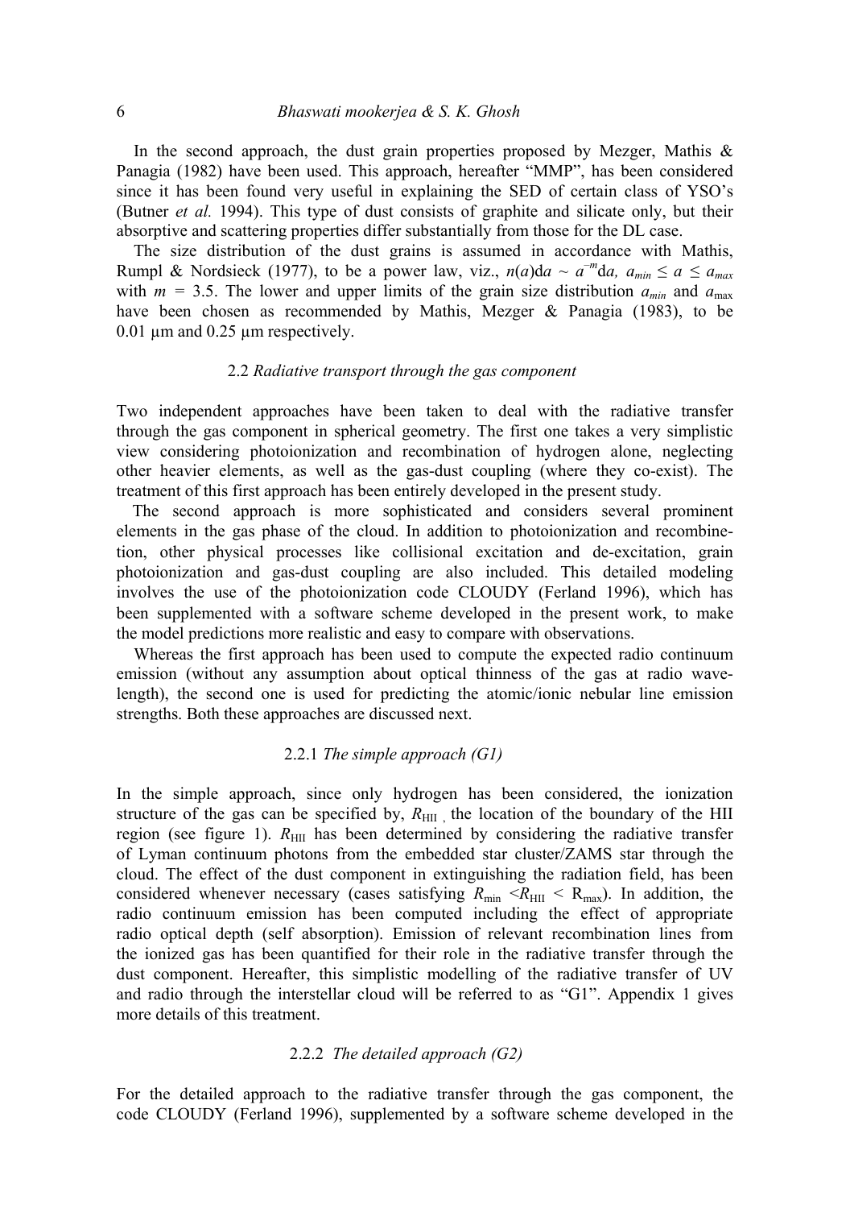In the second approach, the dust grain properties proposed by Mezger, Mathis & Panagia (1982) have been used. This approach, hereafter "MMP", has been considered since it has been found very useful in explaining the SED of certain class of YSO's (Butner *et al.* 1994). This type of dust consists of graphite and silicate only, but their absorptive and scattering properties differ substantially from those for the DL case.

The size distribution of the dust grains is assumed in accordance with Mathis, Rumpl & Nordsieck (1977), to be a power law, viz., $n(a)da \sim a^{-m}da$, $a_{min} \leq a \leq a_{max}$ with $m = 3.5$. The lower and upper limits of the grain size distribution $a_{min}$ and $a_{max}$ have been chosen as recommended by Mathis, Mezger & Panagia (1983), to be 0.01 μm and 0.25 μm respectively.

### 2.2 *Radiative transport through the gas component*

Two independent approaches have been taken to deal with the radiative transfer through the gas component in spherical geometry. The first one takes a very simplistic view considering photoionization and recombination of hydrogen alone, neglecting other heavier elements, as well as the gas-dust coupling (where they co-exist). The treatment of this first approach has been entirely developed in the present study.

The second approach is more sophisticated and considers several prominent elements in the gas phase of the cloud. In addition to photoionization and recombine-tion, other physical processes like collisional excitation and de-excitation, grain photoionization and gas-dust coupling are also included. This detailed modeling involves the use of the photoionization code CLOUDY (Ferland 1996), which has been supplemented with a software scheme developed in the present work, to make the model predictions more realistic and easy to compare with observations.

Whereas the first approach has been used to compute the expected radio continuum emission (without any assumption about optical thinness of the gas at radio wave-length), the second one is used for predicting the atomic/ionic nebular line emission strengths. Both these approaches are discussed next.

#### 2.2.1 *The simple approach (G1)*

In the simple approach, since only hydrogen has been considered, the ionization structure of the gas can be specified by, $R_{HII}$, the location of the boundary of the HII region (see figure 1). $R_{HII}$ has been determined by considering the radiative transfer of Lyman continuum photons from the embedded star cluster/ZAMS star through the cloud. The effect of the dust component in extinguishing the radiation field, has been considered whenever necessary (cases satisfying $R_{min} < R_{HII} < R_{max}$). In addition, the radio continuum emission has been computed including the effect of appropriate radio optical depth (self absorption). Emission of relevant recombination lines from the ionized gas has been quantified for their role in the radiative transfer through the dust component. Hereafter, this simplistic modelling of the radiative transfer of UV and radio through the interstellar cloud will be referred to as "G1". Appendix 1 gives more details of this treatment.

#### 2.2.2 *The detailed approach (G2)*

For the detailed approach to the radiative transfer through the gas component, the code CLOUDY (Ferland 1996), supplemented by a software scheme developed in the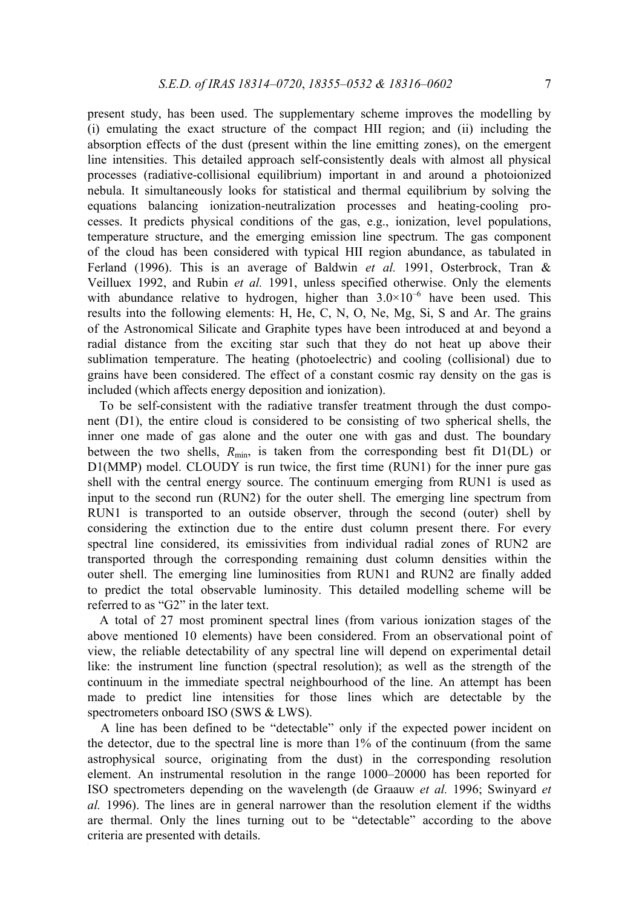present study, has been used. The supplementary scheme improves the modelling by (i) emulating the exact structure of the compact HII region; and (ii) including the absorption effects of the dust (present within the line emitting zones), on the emergent line intensities. This detailed approach self-consistently deals with almost all physical processes (radiative-collisional equilibrium) important in and around a photoionized nebula. It simultaneously looks for statistical and thermal equilibrium by solving the equations balancing ionization-neutralization processes and heating-cooling processes. It predicts physical conditions of the gas, e.g., ionization, level populations, temperature structure, and the emerging emission line spectrum. The gas component of the cloud has been considered with typical HII region abundance, as tabulated in Ferland (1996). This is an average of Baldwin *et al.* 1991, Osterbrock, Tran & Veilluex 1992, and Rubin *et al.* 1991, unless specified otherwise. Only the elements with abundance relative to hydrogen, higher than $3.0\times10^{-6}$ have been used. This results into the following elements: H, He, C, N, O, Ne, Mg, Si, S and Ar. The grains of the Astronomical Silicate and Graphite types have been introduced at and beyond a radial distance from the exciting star such that they do not heat up above their sublimation temperature. The heating (photoelectric) and cooling (collisional) due to grains have been considered. The effect of a constant cosmic ray density on the gas is included (which affects energy deposition and ionization).

To be self-consistent with the radiative transfer treatment through the dust component (D1), the entire cloud is considered to be consisting of two spherical shells, the inner one made of gas alone and the outer one with gas and dust. The boundary between the two shells, $R_{\min}$, is taken from the corresponding best fit D1(DL) or D1(MMP) model. CLOUDY is run twice, the first time (RUN1) for the inner pure gas shell with the central energy source. The continuum emerging from RUN1 is used as input to the second run (RUN2) for the outer shell. The emerging line spectrum from RUN1 is transported to an outside observer, through the second (outer) shell by considering the extinction due to the entire dust column present there. For every spectral line considered, its emissivities from individual radial zones of RUN2 are transported through the corresponding remaining dust column densities within the outer shell. The emerging line luminosities from RUN1 and RUN2 are finally added to predict the total observable luminosity. This detailed modelling scheme will be referred to as "G2" in the later text.

A total of 27 most prominent spectral lines (from various ionization stages of the above mentioned 10 elements) have been considered. From an observational point of view, the reliable detectability of any spectral line will depend on experimental detail like: the instrument line function (spectral resolution); as well as the strength of the continuum in the immediate spectral neighbourhood of the line. An attempt has been made to predict line intensities for those lines which are detectable by the spectrometers onboard ISO (SWS & LWS).

A line has been defined to be "detectable" only if the expected power incident on the detector, due to the spectral line is more than 1% of the continuum (from the same astrophysical source, originating from the dust) in the corresponding resolution element. An instrumental resolution in the range 1000–20000 has been reported for ISO spectrometers depending on the wavelength (de Graauw *et al.* 1996; Swinyard *et al.* 1996). The lines are in general narrower than the resolution element if the widths are thermal. Only the lines turning out to be "detectable" according to the above criteria are presented with details.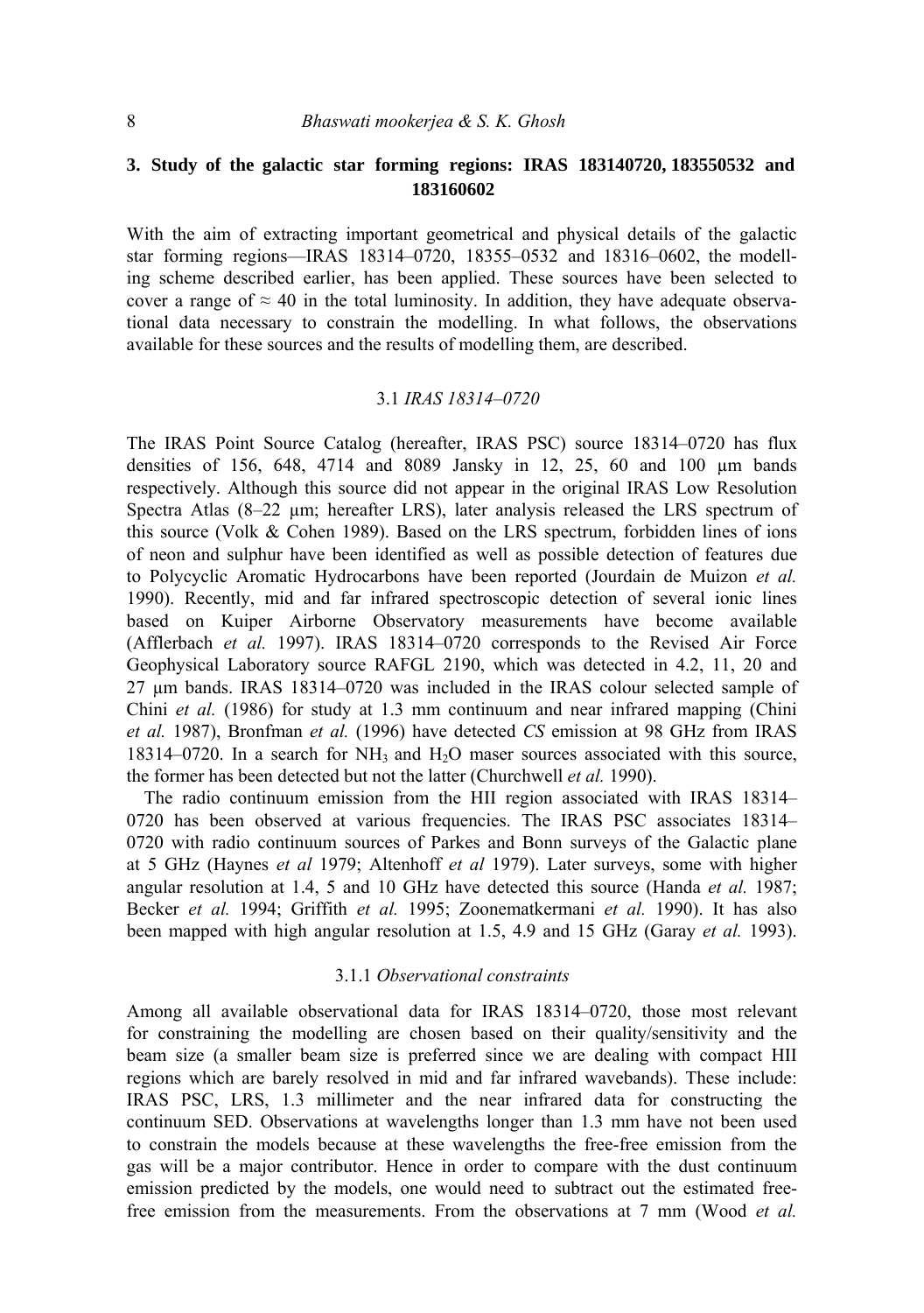## 3. Study of the galactic star forming regions: IRAS 183140720, 183550532 and 183160602

With the aim of extracting important geometrical and physical details of the galactic star forming regions—IRAS 18314–0720, 18355–0532 and 18316–0602, the modelling scheme described earlier, has been applied. These sources have been selected to cover a range of ≈ 40 in the total luminosity. In addition, they have adequate observational data necessary to constrain the modelling. In what follows, the observations available for these sources and the results of modelling them, are described.

### 3.1 *IRAS 18314–0720*

The IRAS Point Source Catalog (hereafter, IRAS PSC) source 18314–0720 has flux densities of 156, 648, 4714 and 8089 Jansky in 12, 25, 60 and 100 μm bands respectively. Although this source did not appear in the original IRAS Low Resolution Spectra Atlas (8–22 μm; hereafter LRS), later analysis released the LRS spectrum of this source (Volk & Cohen 1989). Based on the LRS spectrum, forbidden lines of ions of neon and sulphur have been identified as well as possible detection of features due to Polycyclic Aromatic Hydrocarbons have been reported (Jourdain de Muizon *et al.* 1990). Recently, mid and far infrared spectroscopic detection of several ionic lines based on Kuiper Airborne Observatory measurements have become available (Afflerbach *et al.* 1997). IRAS 18314–0720 corresponds to the Revised Air Force Geophysical Laboratory source RAFGL 2190, which was detected in 4.2, 11, 20 and 27 μm bands. IRAS 18314–0720 was included in the IRAS colour selected sample of Chini *et al.* (1986) for study at 1.3 mm continuum and near infrared mapping (Chini *et al.* 1987), Bronfman *et al.* (1996) have detected *CS* emission at 98 GHz from IRAS 18314–0720. In a search for $NH_3$ and $H_2O$ maser sources associated with this source, the former has been detected but not the latter (Churchwell *et al.* 1990).

The radio continuum emission from the HII region associated with IRAS 18314–0720 has been observed at various frequencies. The IRAS PSC associates 18314–0720 with radio continuum sources of Parkes and Bonn surveys of the Galactic plane at 5 GHz (Haynes *et al* 1979; Altenhoff *et al* 1979). Later surveys, some with higher angular resolution at 1.4, 5 and 10 GHz have detected this source (Handa *et al.* 1987; Becker *et al.* 1994; Griffith *et al.* 1995; Zoonematkermani *et al.* 1990). It has also been mapped with high angular resolution at 1.5, 4.9 and 15 GHz (Garay *et al.* 1993).

#### 3.1.1 *Observational constraints*

Among all available observational data for IRAS 18314–0720, those most relevant for constraining the modelling are chosen based on their quality/sensitivity and the beam size (a smaller beam size is preferred since we are dealing with compact HII regions which are barely resolved in mid and far infrared wavebands). These include: IRAS PSC, LRS, 1.3 millimeter and the near infrared data for constructing the continuum SED. Observations at wavelengths longer than 1.3 mm have not been used to constrain the models because at these wavelengths the free-free emission from the gas will be a major contributor. Hence in order to compare with the dust continuum emission predicted by the models, one would need to subtract out the estimated free-free emission from the measurements. From the observations at 7 mm (Wood *et al.*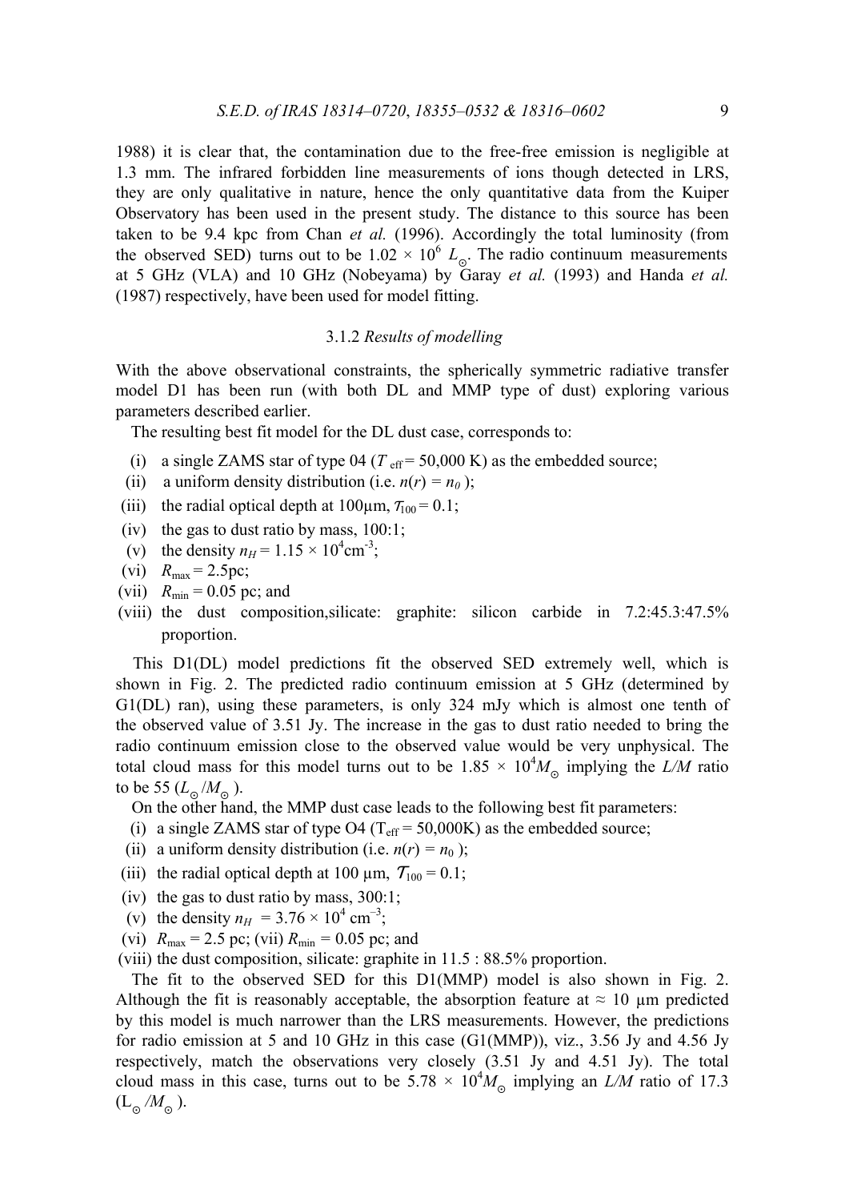1988) it is clear that, the contamination due to the free-free emission is negligible at 1.3 mm. The infrared forbidden line measurements of ions though detected in LRS, they are only qualitative in nature, hence the only quantitative data from the Kuiper Observatory has been used in the present study. The distance to this source has been taken to be 9.4 kpc from Chan *et al.* (1996). Accordingly the total luminosity (from the observed SED) turns out to be $1.02 \times 10^6$ $L_\odot$. The radio continuum measurements at 5 GHz (VLA) and 10 GHz (Nobeyama) by Garay *et al.* (1993) and Handa *et al.* (1987) respectively, have been used for model fitting.

### 3.1.2 *Results of modelling*

With the above observational constraints, the spherically symmetric radiative transfer model D1 has been run (with both DL and MMP type of dust) exploring various parameters described earlier.

The resulting best fit model for the DL dust case, corresponds to:

(i) a single ZAMS star of type 04 ($T_{\rm eff}$ = 50,000 K) as the embedded source;
(ii) a uniform density distribution (i.e. $n(r) = n_0$ );
(iii) the radial optical depth at 100μm, $\tau_{100} = 0.1$;
(iv) the gas to dust ratio by mass, 100:1;
(v) the density $n_H = 1.15 \times 10^4 \text{cm}^{-3}$;
(vi) $R_{\max}$ = 2.5pc;
(vii) $R_{\min}$ = 0.05 pc; and
(viii) the dust composition,silicate: graphite: silicon carbide in 7.2:45.3:47.5% proportion.

This D1(DL) model predictions fit the observed SED extremely well, which is shown in Fig. 2. The predicted radio continuum emission at 5 GHz (determined by G1(DL) ran), using these parameters, is only 324 mJy which is almost one tenth of the observed value of 3.51 Jy. The increase in the gas to dust ratio needed to bring the radio continuum emission close to the observed value would be very unphysical. The total cloud mass for this model turns out to be $1.85 \times 10^4 M_\odot$ implying the *L/M* ratio to be 55 ($L_\odot/M_\odot$ ).

On the other hand, the MMP dust case leads to the following best fit parameters:

(i) a single ZAMS star of type O4 ($T_{\rm eff}$ = 50,000K) as the embedded source;
(ii) a uniform density distribution (i.e. $n(r) = n_0$ );
(iii) the radial optical depth at 100 μm, $\tau_{100} = 0.1$;
(iv) the gas to dust ratio by mass, 300:1;
(v) the density $n_H = 3.76 \times 10^4 \text{ cm}^{-3}$;
(vi) $R_{\max}$ = 2.5 pc; (vii) $R_{\min}$ = 0.05 pc; and
(viii) the dust composition, silicate: graphite in 11.5 : 88.5% proportion.

The fit to the observed SED for this D1(MMP) model is also shown in Fig. 2. Although the fit is reasonably acceptable, the absorption feature at ≈ 10 μm predicted by this model is much narrower than the LRS measurements. However, the predictions for radio emission at 5 and 10 GHz in this case (G1(MMP)), viz., 3.56 Jy and 4.56 Jy respectively, match the observations very closely (3.51 Jy and 4.51 Jy). The total cloud mass in this case, turns out to be $5.78 \times 10^4 M_\odot$ implying an *L/M* ratio of 17.3 ($L_\odot/M_\odot$ ).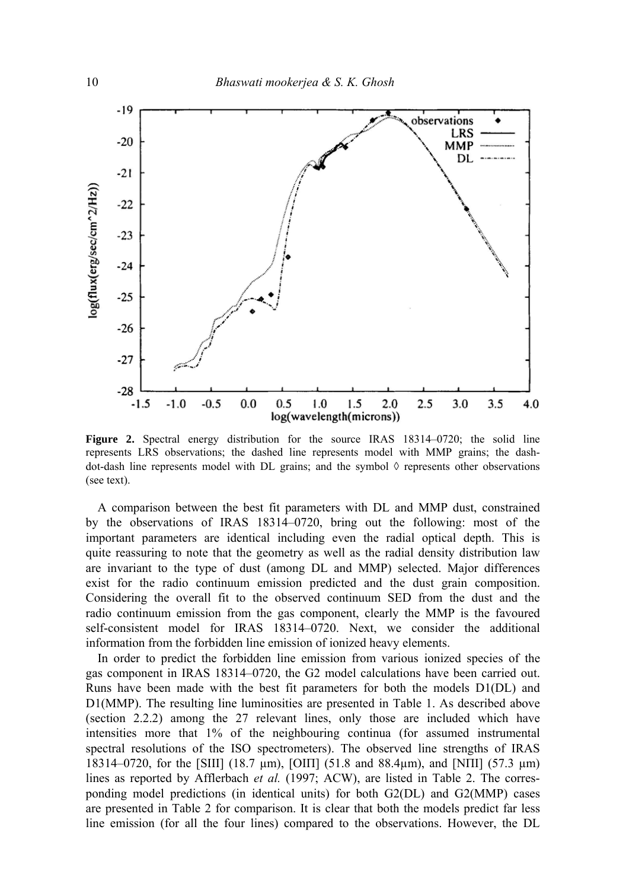**Figure 2.** Spectral energy distribution for the source IRAS 18314–0720; the solid line represents LRS observations; the dashed line represents model with MMP grains; the dash-dot-dash line represents model with DL grains; and the symbol ◊ represents other observations (see text).

A comparison between the best fit parameters with DL and MMP dust, constrained by the observations of IRAS 18314–0720, bring out the following: most of the important parameters are identical including even the radial optical depth. This is quite reassuring to note that the geometry as well as the radial density distribution law are invariant to the type of dust (among DL and MMP) selected. Major differences exist for the radio continuum emission predicted and the dust grain composition. Considering the overall fit to the observed continuum SED from the dust and the radio continuum emission from the gas component, clearly the MMP is the favoured self-consistent model for IRAS 18314–0720. Next, we consider the additional information from the forbidden line emission of ionized heavy elements.

In order to predict the forbidden line emission from various ionized species of the gas component in IRAS 18314–0720, the G2 model calculations have been carried out. Runs have been made with the best fit parameters for both the models D1(DL) and D1(MMP). The resulting line luminosities are presented in Table 1. As described above (section 2.2.2) among the 27 relevant lines, only those are included which have intensities more that 1% of the neighbouring continua (for assumed instrumental spectral resolutions of the ISO spectrometers). The observed line strengths of IRAS 18314–0720, for the [SIII] (18.7 μm), [OIII] (51.8 and 88.4μm), and [NIII] (57.3 μm) lines as reported by Afflerbach *et al.* (1997; ACW), are listed in Table 2. The corresponding model predictions (in identical units) for both G2(DL) and G2(MMP) cases are presented in Table 2 for comparison. It is clear that both the models predict far less line emission (for all the four lines) compared to the observations. However, the DL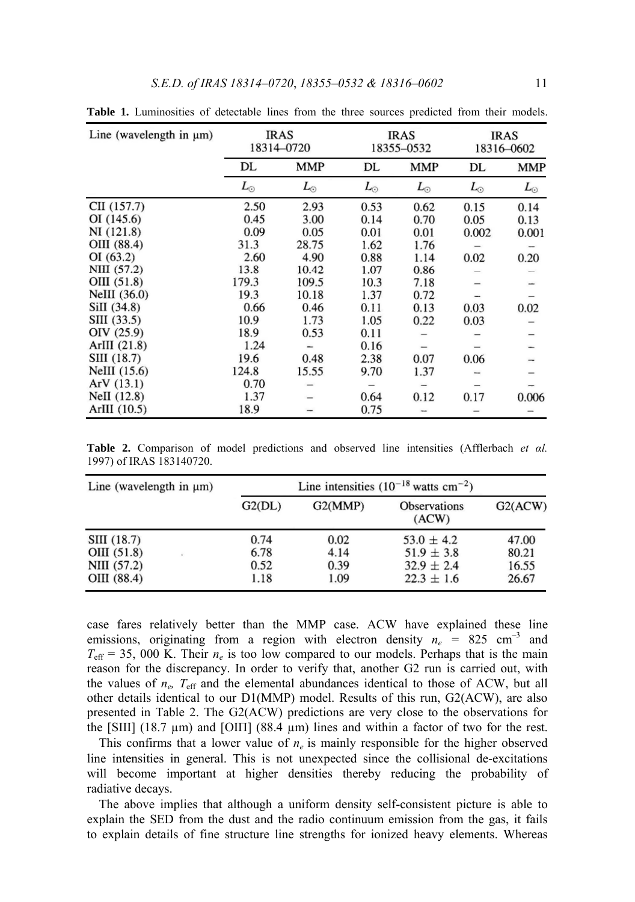**Table 1.** Luminosities of detectable lines from the three sources predicted from their models.

| Line (wavelength in μm) | IRAS 18314–0720 | | IRAS 18355–0532 | | IRAS 18316–0602 | |
|---|---|---|---|---|---|---|
| | DL | MMP | DL | MMP | DL | MMP |
| | $L_\odot$ | $L_\odot$ | $L_\odot$ | $L_\odot$ | $L_\odot$ | $L_\odot$ |
| CII (157.7) | 2.50 | 2.93 | 0.53 | 0.62 | 0.15 | 0.14 |
| OI (145.6) | 0.45 | 3.00 | 0.14 | 0.70 | 0.05 | 0.13 |
| NI (121.8) | 0.09 | 0.05 | 0.01 | 0.01 | 0.002 | 0.001 |
| OIII (88.4) | 31.3 | 28.75 | 1.62 | 1.76 | – | – |
| OI (63.2) | 2.60 | 4.90 | 0.88 | 1.14 | 0.02 | 0.20 |
| NIII (57.2) | 13.8 | 10.42 | 1.07 | 0.86 | – | – |
| OIII (51.8) | 179.3 | 109.5 | 10.3 | 7.18 | – | – |
| NeIII (36.0) | 19.3 | 10.18 | 1.37 | 0.72 | – | – |
| SiII (34.8) | 0.66 | 0.46 | 0.11 | 0.13 | 0.03 | 0.02 |
| SIII (33.5) | 10.9 | 1.73 | 1.05 | 0.22 | 0.03 | – |
| OIV (25.9) | 18.9 | 0.53 | 0.11 | – | – | – |
| ArIII (21.8) | 1.24 | – | 0.16 | – | – | – |
| SIII (18.7) | 19.6 | 0.48 | 2.38 | 0.07 | 0.06 | – |
| NeIII (15.6) | 124.8 | 15.55 | 9.70 | 1.37 | – | – |
| ArV (13.1) | 0.70 | – | – | – | – | – |
| NeII (12.8) | 1.37 | – | 0.64 | 0.12 | 0.17 | 0.006 |
| ArIII (10.5) | 18.9 | – | 0.75 | – | – | – |

**Table 2.** Comparison of model predictions and observed line intensities (Afflerbach *et al.* 1997) of IRAS 183140720.

| Line (wavelength in μm) | Line intensities ($10^{-18}$ watts cm$^{-2}$) | | | |
|---|---|---|---|---|
| | G2(DL) | G2(MMP) | Observations (ACW) | G2(ACW) |
| SIII (18.7) | 0.74 | 0.02 | 53.0 ± 4.2 | 47.00 |
| OIII (51.8) | 6.78 | 4.14 | 51.9 ± 3.8 | 80.21 |
| NIII (57.2) | 0.52 | 0.39 | 32.9 ± 2.4 | 16.55 |
| OIII (88.4) | 1.18 | 1.09 | 22.3 ± 1.6 | 26.67 |

case fares relatively better than the MMP case. ACW have explained these line emissions, originating from a region with electron density $n_e$ = 825 cm$^{-3}$ and $T_{\text{eff}}$ = 35, 000 K. Their $n_e$ is too low compared to our models. Perhaps that is the main reason for the discrepancy. In order to verify that, another G2 run is carried out, with the values of $n_e$, $T_{\text{eff}}$ and the elemental abundances identical to those of ACW, but all other details identical to our D1(MMP) model. Results of this run, G2(ACW), are also presented in Table 2. The G2(ACW) predictions are very close to the observations for the [SIII] (18.7 μm) and [OIII] (88.4 μm) lines and within a factor of two for the rest.

This confirms that a lower value of $n_e$ is mainly responsible for the higher observed line intensities in general. This is not unexpected since the collisional de-excitations will become important at higher densities thereby reducing the probability of radiative decays.

The above implies that although a uniform density self-consistent picture is able to explain the SED from the dust and the radio continuum emission from the gas, it fails to explain details of fine structure line strengths for ionized heavy elements. Whereas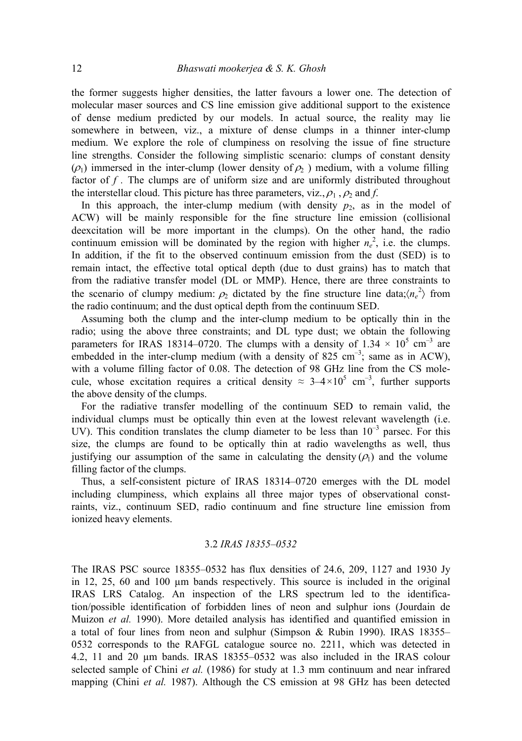the former suggests higher densities, the latter favours a lower one. The detection of molecular maser sources and CS line emission give additional support to the existence of dense medium predicted by our models. In actual source, the reality may lie somewhere in between, viz., a mixture of dense clumps in a thinner inter-clump medium. We explore the role of clumpiness on resolving the issue of fine structure line strengths. Consider the following simplistic scenario: clumps of constant density ($\rho_1$) immersed in the inter-clump (lower density of $\rho_2$ ) medium, with a volume filling factor of $f$ . The clumps are of uniform size and are uniformly distributed throughout the interstellar cloud. This picture has three parameters, viz., $\rho_1$ , $\rho_2$ and $f$.

In this approach, the inter-clump medium (with density $p_2$, as in the model of ACW) will be mainly responsible for the fine structure line emission (collisional deexcitation will be more important in the clumps). On the other hand, the radio continuum emission will be dominated by the region with higher $n_e^2$, i.e. the clumps. In addition, if the fit to the observed continuum emission from the dust (SED) is to remain intact, the effective total optical depth (due to dust grains) has to match that from the radiative transfer model (DL or MMP). Hence, there are three constraints to the scenario of clumpy medium: $\rho_2$ dictated by the fine structure line data; $\langle n_e^2 \rangle$ from the radio continuum; and the dust optical depth from the continuum SED.

Assuming both the clump and the inter-clump medium to be optically thin in the radio; using the above three constraints; and DL type dust; we obtain the following parameters for IRAS 18314–0720. The clumps with a density of $1.34 \times 10^5$ cm$^{-3}$ are embedded in the inter-clump medium (with a density of 825 cm$^{-3}$; same as in ACW), with a volume filling factor of 0.08. The detection of 98 GHz line from the CS molecule, whose excitation requires a critical density $\approx 3$–$4 \times 10^5$ cm$^{-3}$, further supports the above density of the clumps.

For the radiative transfer modelling of the continuum SED to remain valid, the individual clumps must be optically thin even at the lowest relevant wavelength (i.e. UV). This condition translates the clump diameter to be less than $10^{-3}$ parsec. For this size, the clumps are found to be optically thin at radio wavelengths as well, thus justifying our assumption of the same in calculating the density ($\rho_1$) and the volume filling factor of the clumps.

Thus, a self-consistent picture of IRAS 18314–0720 emerges with the DL model including clumpiness, which explains all three major types of observational constraints, viz., continuum SED, radio continuum and fine structure line emission from ionized heavy elements.

### 3.2 *IRAS 18355–0532*

The IRAS PSC source 18355–0532 has flux densities of 24.6, 209, 1127 and 1930 Jy in 12, 25, 60 and 100 μm bands respectively. This source is included in the original IRAS LRS Catalog. An inspection of the LRS spectrum led to the identification/possible identification of forbidden lines of neon and sulphur ions (Jourdain de Muizon *et al.* 1990). More detailed analysis has identified and quantified emission in a total of four lines from neon and sulphur (Simpson & Rubin 1990). IRAS 18355–0532 corresponds to the RAFGL catalogue source no. 2211, which was detected in 4.2, 11 and 20 μm bands. IRAS 18355–0532 was also included in the IRAS colour selected sample of Chini *et al.* (1986) for study at 1.3 mm continuum and near infrared mapping (Chini *et al.* 1987). Although the CS emission at 98 GHz has been detected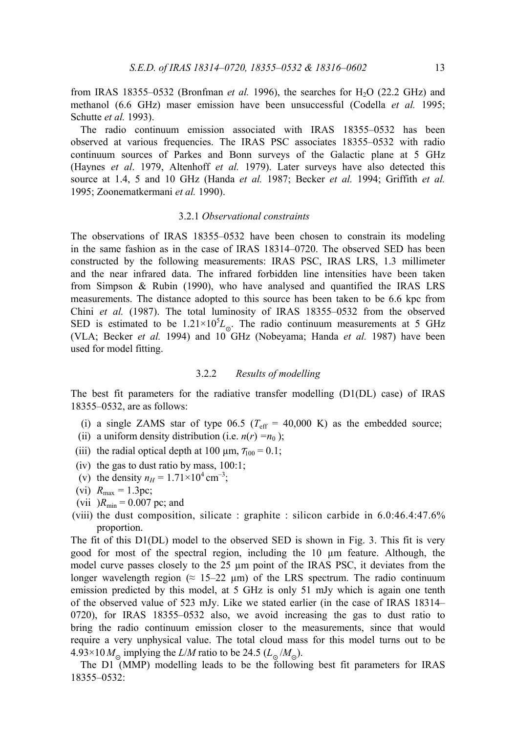from IRAS 18355–0532 (Bronfman *et al.* 1996), the searches for $H_2O$ (22.2 GHz) and methanol (6.6 GHz) maser emission have been unsuccessful (Codella *et al.* 1995; Schutte *et al.* 1993).

The radio continuum emission associated with IRAS 18355–0532 has been observed at various frequencies. The IRAS PSC associates 18355–0532 with radio continuum sources of Parkes and Bonn surveys of the Galactic plane at 5 GHz (Haynes *et al*. 1979, Altenhoff *et al.* 1979). Later surveys have also detected this source at 1.4, 5 and 10 GHz (Handa *et al.* 1987; Becker *et al.* 1994; Griffith *et al.* 1995; Zoonematkermani *et al.* 1990).

### 3.2.1 *Observational constraints*

The observations of IRAS 18355–0532 have been chosen to constrain its modeling in the same fashion as in the case of IRAS 18314–0720. The observed SED has been constructed by the following measurements: IRAS PSC, IRAS LRS, 1.3 millimeter and the near infrared data. The infrared forbidden line intensities have been taken from Simpson & Rubin (1990), who have analysed and quantified the IRAS LRS measurements. The distance adopted to this source has been taken to be 6.6 kpc from Chini *et al.* (1987). The total luminosity of IRAS 18355–0532 from the observed SED is estimated to be $1.21{\times}10^5 L_\odot$. The radio continuum measurements at 5 GHz (VLA; Becker *et al.* 1994) and 10 GHz (Nobeyama; Handa *et al.* 1987) have been used for model fitting.

### 3.2.2 *Results of modelling*

The best fit parameters for the radiative transfer modelling (D1(DL) case) of IRAS 18355–0532, are as follows:

(i) a single ZAMS star of type 06.5 ($T_{\rm eff}$ = 40,000 K) as the embedded source;
(ii) a uniform density distribution (i.e. $n(r) = n_0$ );
(iii) the radial optical depth at 100 μm, $\tau_{100} = 0.1$;
(iv) the gas to dust ratio by mass, 100:1;
(v) the density $n_H = 1.71{\times}10^4$ cm$^{-3}$;
(vi) $R_{\rm max}$ = 1.3pc;
(vii )$R_{\rm min}$ = 0.007 pc; and
(viii) the dust composition, silicate : graphite : silicon carbide in 6.0:46.4:47.6% proportion.

The fit of this D1(DL) model to the observed SED is shown in Fig. 3. This fit is very good for most of the spectral region, including the 10 μm feature. Although, the model curve passes closely to the 25 μm point of the IRAS PSC, it deviates from the longer wavelength region (≈ 15–22 μm) of the LRS spectrum. The radio continuum emission predicted by this model, at 5 GHz is only 51 mJy which is again one tenth of the observed value of 523 mJy. Like we stated earlier (in the case of IRAS 18314–0720), for IRAS 18355–0532 also, we avoid increasing the gas to dust ratio to bring the radio continuum emission closer to the measurements, since that would require a very unphysical value. The total cloud mass for this model turns out to be $4.93{\times}10\, M_\odot$ implying the $L/M$ ratio to be 24.5 ($L_\odot/M_\odot$).

The D1 (MMP) modelling leads to be the following best fit parameters for IRAS 18355–0532: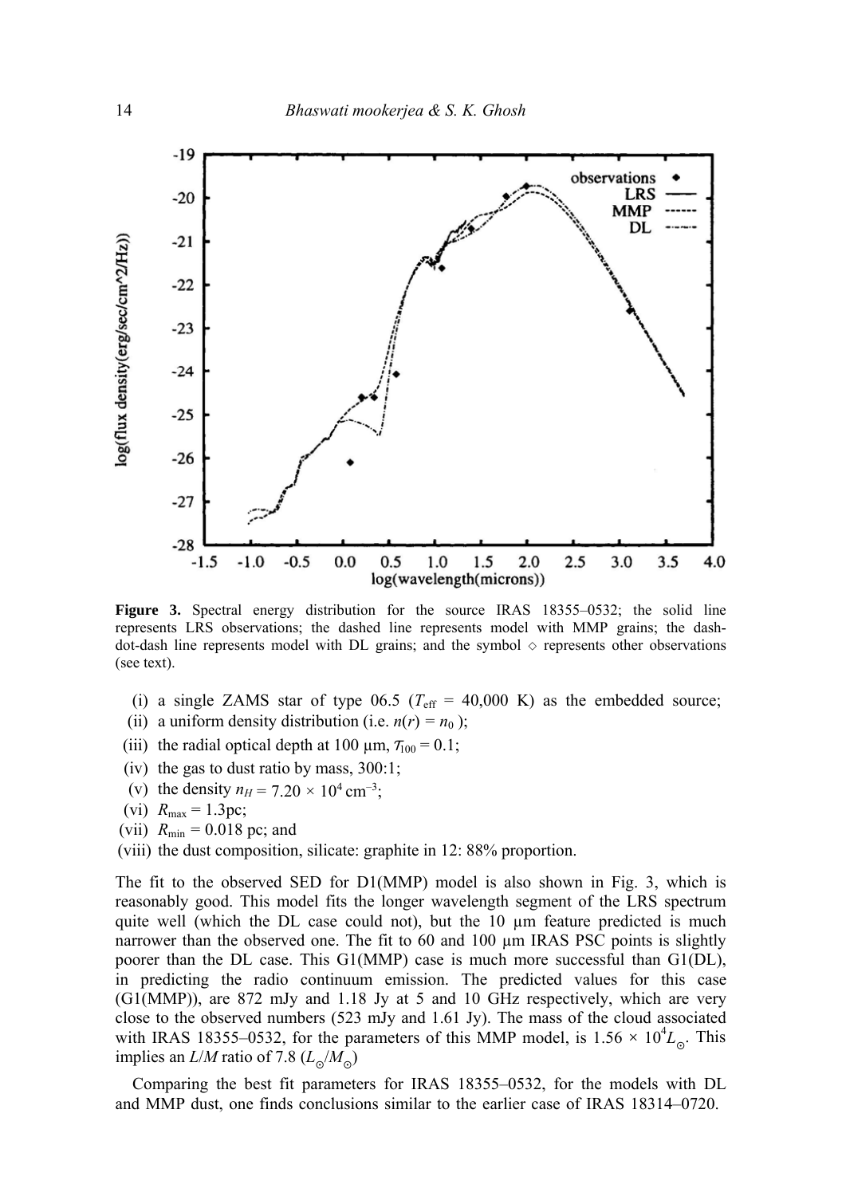**Figure 3.** Spectral energy distribution for the source IRAS 18355–0532; the solid line represents LRS observations; the dashed line represents model with MMP grains; the dash-dot-dash line represents model with DL grains; and the symbol ◇ represents other observations (see text).

(i) a single ZAMS star of type 06.5 ($T_{\rm eff}$ = 40,000 K) as the embedded source;
(ii) a uniform density distribution (i.e. $n(r) = n_0$ );
(iii) the radial optical depth at 100 μm, $\tau_{100} = 0.1$;
(iv) the gas to dust ratio by mass, 300:1;
(v) the density $n_H = 7.20 \times 10^4$ cm$^{-3}$;
(vi) $R_{\rm max}$ = 1.3pc;
(vii) $R_{\rm min}$ = 0.018 pc; and
(viii) the dust composition, silicate: graphite in 12: 88% proportion.

The fit to the observed SED for D1(MMP) model is also shown in Fig. 3, which is reasonably good. This model fits the longer wavelength segment of the LRS spectrum quite well (which the DL case could not), but the 10 μm feature predicted is much narrower than the observed one. The fit to 60 and 100 μm IRAS PSC points is slightly poorer than the DL case. This G1(MMP) case is much more successful than G1(DL), in predicting the radio continuum emission. The predicted values for this case (G1(MMP)), are 872 mJy and 1.18 Jy at 5 and 10 GHz respectively, which are very close to the observed numbers (523 mJy and 1.61 Jy). The mass of the cloud associated with IRAS 18355–0532, for the parameters of this MMP model, is $1.56 \times 10^4 L_\odot$. This implies an $L/M$ ratio of 7.8 ($L_\odot/M_\odot$)

Comparing the best fit parameters for IRAS 18355–0532, for the models with DL and MMP dust, one finds conclusions similar to the earlier case of IRAS 18314–0720.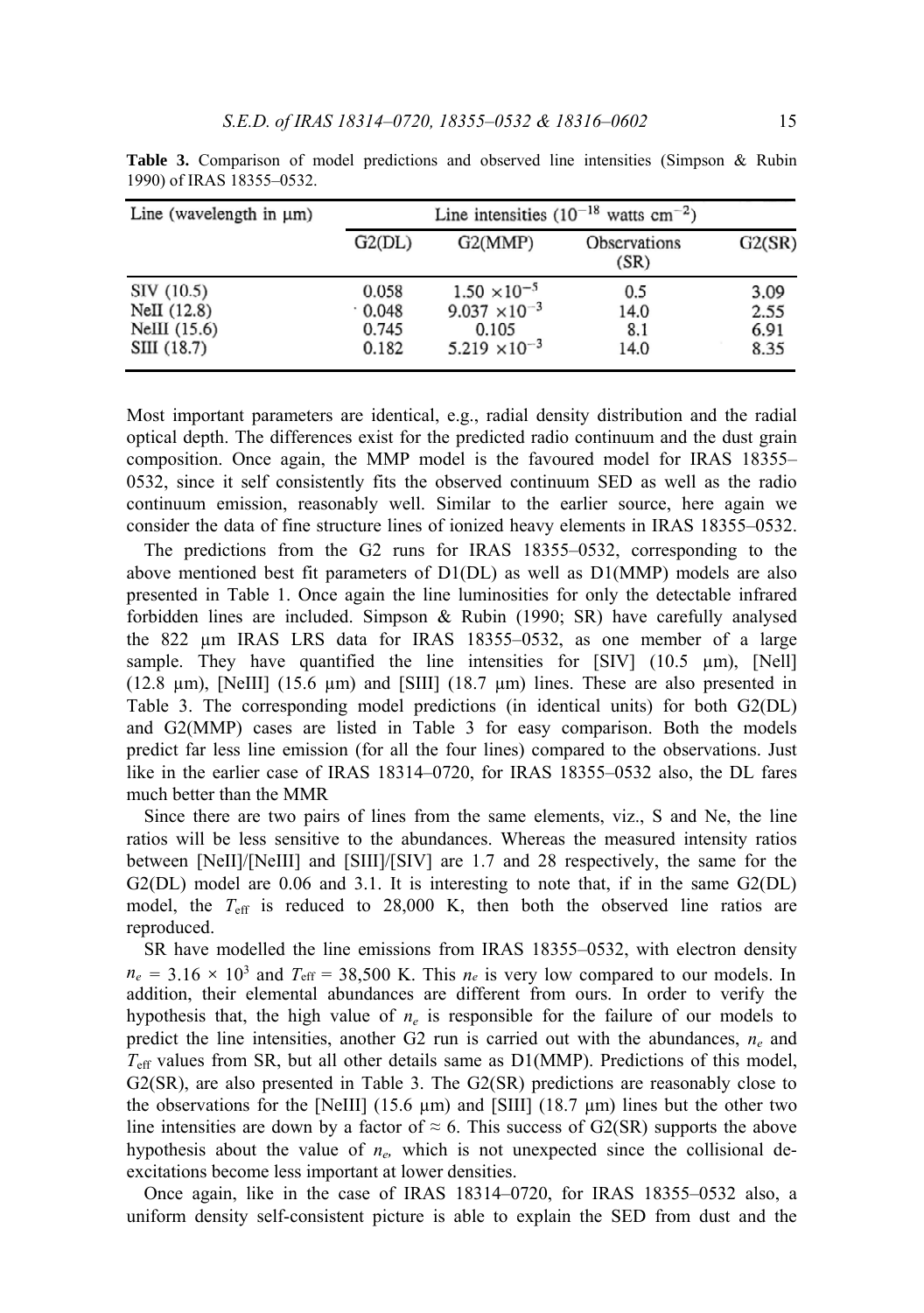**Table 3.** Comparison of model predictions and observed line intensities (Simpson & Rubin 1990) of IRAS 18355–0532.

| Line (wavelength in μm) | Line intensities ($10^{-18}$ watts $cm^{-2}$) | | | |
|---|---|---|---|---|
| | G2(DL) | G2(MMP) | Observations (SR) | G2(SR) |
| SIV (10.5) | 0.058 | $1.50 \times 10^{-5}$ | 0.5 | 3.09 |
| NeII (12.8) | 0.048 | $9.037 \times 10^{-3}$ | 14.0 | 2.55 |
| NeIII (15.6) | 0.745 | 0.105 | 8.1 | 6.91 |
| SIII (18.7) | 0.182 | $5.219 \times 10^{-3}$ | 14.0 | 8.35 |

Most important parameters are identical, e.g., radial density distribution and the radial optical depth. The differences exist for the predicted radio continuum and the dust grain composition. Once again, the MMP model is the favoured model for IRAS 18355–0532, since it self consistently fits the observed continuum SED as well as the radio continuum emission, reasonably well. Similar to the earlier source, here again we consider the data of fine structure lines of ionized heavy elements in IRAS 18355–0532.

The predictions from the G2 runs for IRAS 18355–0532, corresponding to the above mentioned best fit parameters of D1(DL) as well as D1(MMP) models are also presented in Table 1. Once again the line luminosities for only the detectable infrared forbidden lines are included. Simpson & Rubin (1990; SR) have carefully analysed the 822 μm IRAS LRS data for IRAS 18355–0532, as one member of a large sample. They have quantified the line intensities for [SIV] (10.5 μm), [NeII] (12.8 μm), [NeIII] (15.6 μm) and [SIII] (18.7 μm) lines. These are also presented in Table 3. The corresponding model predictions (in identical units) for both G2(DL) and G2(MMP) cases are listed in Table 3 for easy comparison. Both the models predict far less line emission (for all the four lines) compared to the observations. Just like in the earlier case of IRAS 18314–0720, for IRAS 18355–0532 also, the DL fares much better than the MMR

Since there are two pairs of lines from the same elements, viz., S and Ne, the line ratios will be less sensitive to the abundances. Whereas the measured intensity ratios between [NeII]/[NeIII] and [SIII]/[SIV] are 1.7 and 28 respectively, the same for the G2(DL) model are 0.06 and 3.1. It is interesting to note that, if in the same G2(DL) model, the $T_{\rm eff}$ is reduced to 28,000 K, then both the observed line ratios are reproduced.

SR have modelled the line emissions from IRAS 18355–0532, with electron density $n_e = 3.16 \times 10^3$ and $T_{\rm eff} = 38{,}500$ K. This $n_e$ is very low compared to our models. In addition, their elemental abundances are different from ours. In order to verify the hypothesis that, the high value of $n_e$ is responsible for the failure of our models to predict the line intensities, another G2 run is carried out with the abundances, $n_e$ and $T_{\rm eff}$ values from SR, but all other details same as D1(MMP). Predictions of this model, G2(SR), are also presented in Table 3. The G2(SR) predictions are reasonably close to the observations for the [NeIII] (15.6 μm) and [SIII] (18.7 μm) lines but the other two line intensities are down by a factor of $\approx 6$. This success of G2(SR) supports the above hypothesis about the value of $n_e$, which is not unexpected since the collisional de-excitations become less important at lower densities.

Once again, like in the case of IRAS 18314–0720, for IRAS 18355–0532 also, a uniform density self-consistent picture is able to explain the SED from dust and the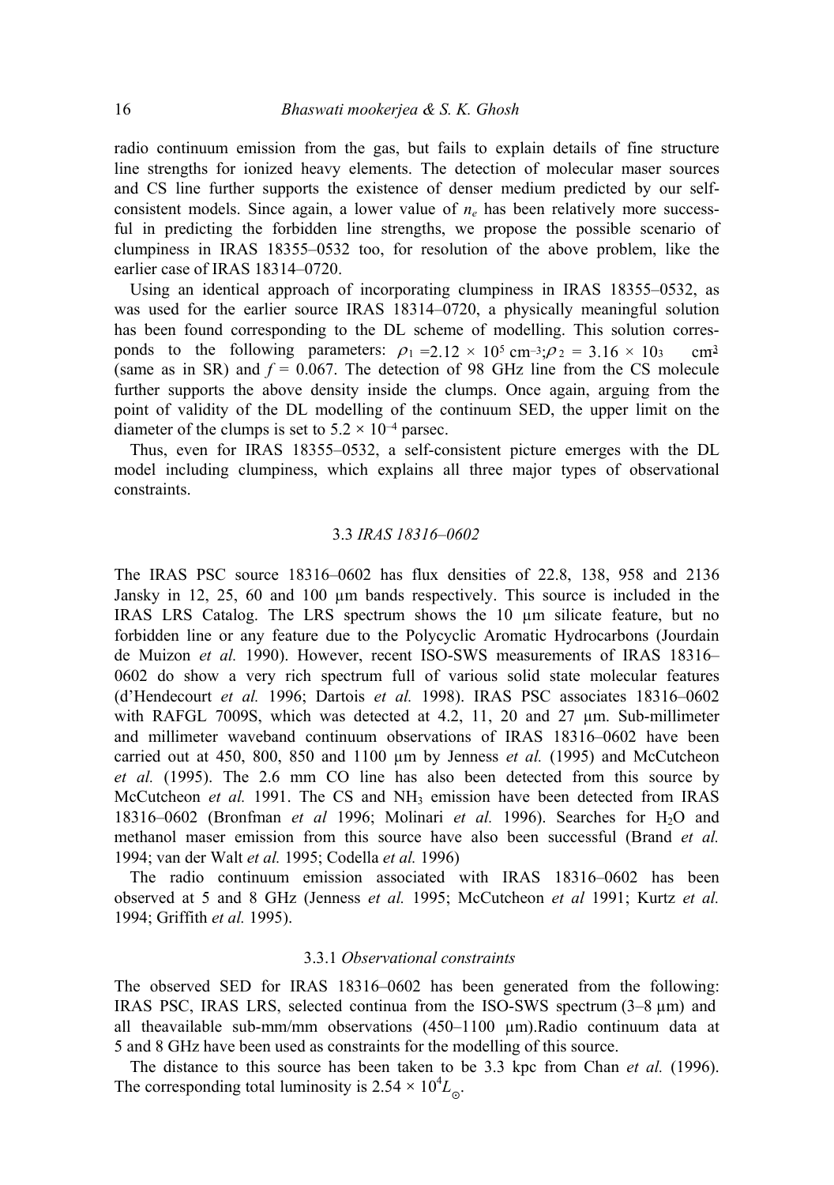radio continuum emission from the gas, but fails to explain details of fine structure line strengths for ionized heavy elements. The detection of molecular maser sources and CS line further supports the existence of denser medium predicted by our self-consistent models. Since again, a lower value of $n_e$ has been relatively more successful in predicting the forbidden line strengths, we propose the possible scenario of clumpiness in IRAS 18355–0532 too, for resolution of the above problem, like the earlier case of IRAS 18314–0720.

Using an identical approach of incorporating clumpiness in IRAS 18355–0532, as was used for the earlier source IRAS 18314–0720, a physically meaningful solution has been found corresponding to the DL scheme of modelling. This solution corresponds to the following parameters: $\rho_1 = 2.12 \times 10^5$ cm$^{-3}$; $\rho_2 = 3.16 \times 10^3$ cm$^{-3}$ (same as in SR) and $f = 0.067$. The detection of 98 GHz line from the CS molecule further supports the above density inside the clumps. Once again, arguing from the point of validity of the DL modelling of the continuum SED, the upper limit on the diameter of the clumps is set to $5.2 \times 10^{-4}$ parsec.

Thus, even for IRAS 18355–0532, a self-consistent picture emerges with the DL model including clumpiness, which explains all three major types of observational constraints.

### 3.3 *IRAS 18316–0602*

The IRAS PSC source 18316–0602 has flux densities of 22.8, 138, 958 and 2136 Jansky in 12, 25, 60 and 100 μm bands respectively. This source is included in the IRAS LRS Catalog. The LRS spectrum shows the 10 μm silicate feature, but no forbidden line or any feature due to the Polycyclic Aromatic Hydrocarbons (Jourdain de Muizon *et al.* 1990). However, recent ISO-SWS measurements of IRAS 18316–0602 do show a very rich spectrum full of various solid state molecular features (d'Hendecourt *et al.* 1996; Dartois *et al.* 1998). IRAS PSC associates 18316–0602 with RAFGL 7009S, which was detected at 4.2, 11, 20 and 27 μm. Sub-millimeter and millimeter waveband continuum observations of IRAS 18316–0602 have been carried out at 450, 800, 850 and 1100 μm by Jenness *et al.* (1995) and McCutcheon *et al.* (1995). The 2.6 mm CO line has also been detected from this source by McCutcheon *et al.* 1991. The CS and $NH_3$ emission have been detected from IRAS 18316–0602 (Bronfman *et al* 1996; Molinari *et al.* 1996). Searches for $H_2O$ and methanol maser emission from this source have also been successful (Brand *et al.* 1994; van der Walt *et al.* 1995; Codella *et al.* 1996)

The radio continuum emission associated with IRAS 18316–0602 has been observed at 5 and 8 GHz (Jenness *et al.* 1995; McCutcheon *et al* 1991; Kurtz *et al.* 1994; Griffith *et al.* 1995).

#### 3.3.1 *Observational constraints*

The observed SED for IRAS 18316–0602 has been generated from the following: IRAS PSC, IRAS LRS, selected continua from the ISO-SWS spectrum (3–8 μm) and all theavailable sub-mm/mm observations (450–1100 μm).Radio continuum data at 5 and 8 GHz have been used as constraints for the modelling of this source.

The distance to this source has been taken to be 3.3 kpc from Chan *et al.* (1996). The corresponding total luminosity is $2.54 \times 10^4 L_\odot$.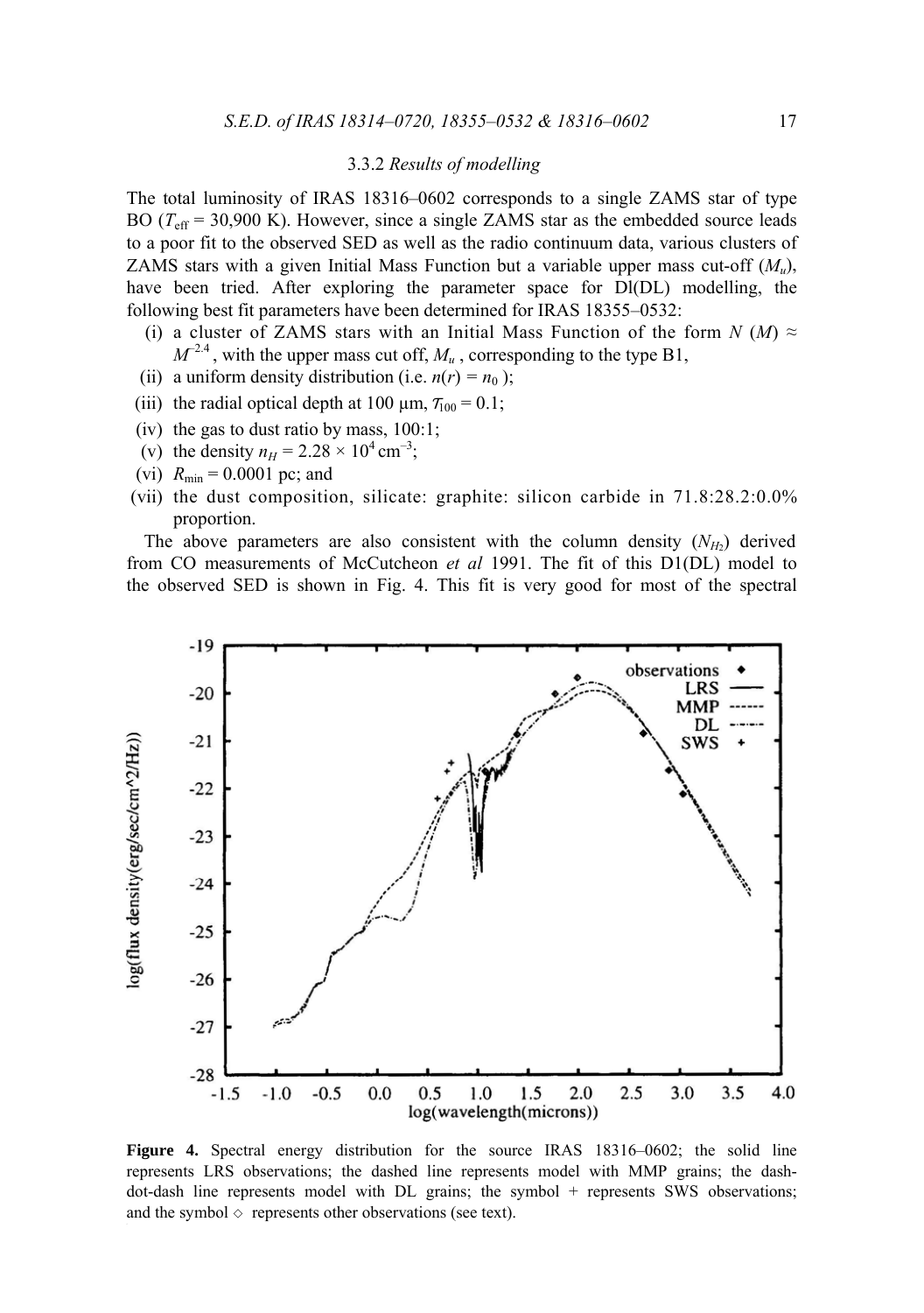### 3.3.2 *Results of modelling*

The total luminosity of IRAS 18316–0602 corresponds to a single ZAMS star of type BO ($T_{\rm eff}$ = 30,900 K). However, since a single ZAMS star as the embedded source leads to a poor fit to the observed SED as well as the radio continuum data, various clusters of ZAMS stars with a given Initial Mass Function but a variable upper mass cut-off ($M_u$), have been tried. After exploring the parameter space for Dl(DL) modelling, the following best fit parameters have been determined for IRAS 18355–0532:

- (i) a cluster of ZAMS stars with an Initial Mass Function of the form $N(M) \approx M^{-2.4}$, with the upper mass cut off, $M_u$, corresponding to the type B1,
- (ii) a uniform density distribution (i.e. $n(r) = n_0$);
- (iii) the radial optical depth at 100 μm, $\tau_{100} = 0.1$;
- (iv) the gas to dust ratio by mass, 100:1;
- (v) the density $n_H = 2.28 \times 10^4\,\text{cm}^{-3}$;
- (vi) $R_{\rm min} = 0.0001$ pc; and
- (vii) the dust composition, silicate: graphite: silicon carbide in 71.8:28.2:0.0% proportion.

The above parameters are also consistent with the column density ($N_{H_2}$) derived from CO measurements of McCutcheon *et al* 1991. The fit of this D1(DL) model to the observed SED is shown in Fig. 4. This fit is very good for most of the spectral

**Figure 4.** Spectral energy distribution for the source IRAS 18316–0602; the solid line represents LRS observations; the dashed line represents model with MMP grains; the dash-dot-dash line represents model with DL grains; the symbol + represents SWS observations; and the symbol ◇ represents other observations (see text).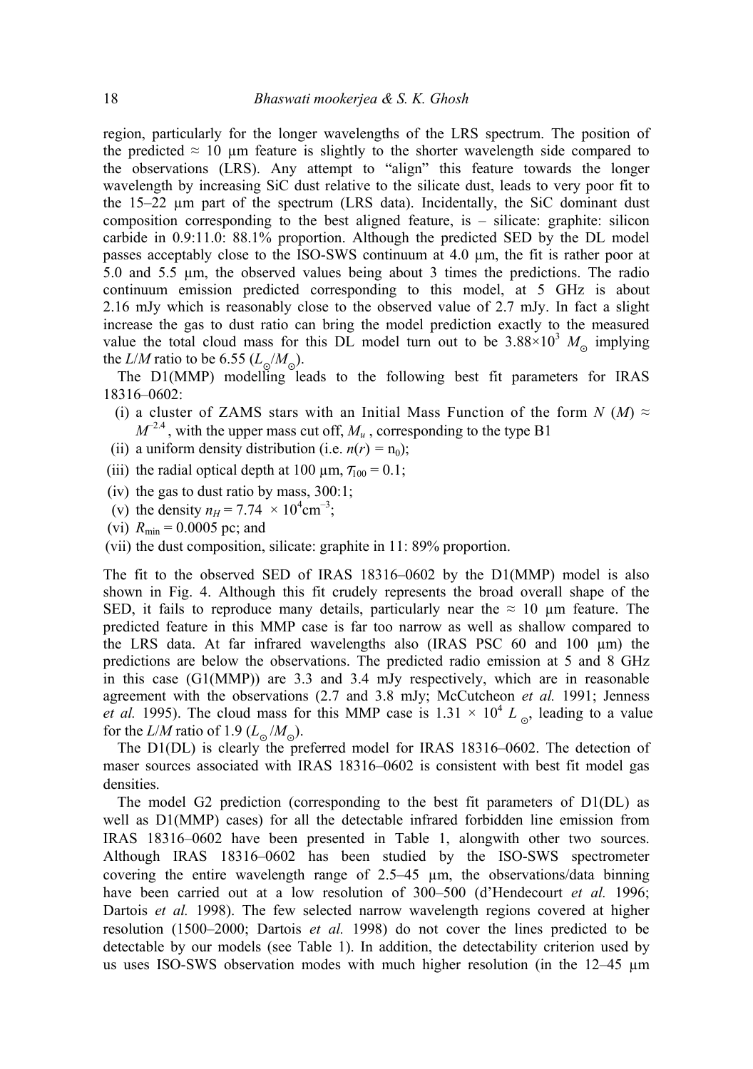region, particularly for the longer wavelengths of the LRS spectrum. The position of the predicted $\approx$ 10 μm feature is slightly to the shorter wavelength side compared to the observations (LRS). Any attempt to "align" this feature towards the longer wavelength by increasing SiC dust relative to the silicate dust, leads to very poor fit to the 15–22 μm part of the spectrum (LRS data). Incidentally, the SiC dominant dust composition corresponding to the best aligned feature, is – silicate: graphite: silicon carbide in 0.9:11.0: 88.1% proportion. Although the predicted SED by the DL model passes acceptably close to the ISO-SWS continuum at 4.0 μm, the fit is rather poor at 5.0 and 5.5 μm, the observed values being about 3 times the predictions. The radio continuum emission predicted corresponding to this model, at 5 GHz is about 2.16 mJy which is reasonably close to the observed value of 2.7 mJy. In fact a slight increase the gas to dust ratio can bring the model prediction exactly to the measured value the total cloud mass for this DL model turn out to be $3.88\times10^3$ $M_\odot$ implying the $L/M$ ratio to be 6.55 ($L_\odot/M_\odot$).

The D1(MMP) modelling leads to the following best fit parameters for IRAS 18316–0602:

(i) a cluster of ZAMS stars with an Initial Mass Function of the form $N(M) \approx M^{-2.4}$, with the upper mass cut off, $M_u$, corresponding to the type B1
(ii) a uniform density distribution (i.e. $n(r) = n_0$);
(iii) the radial optical depth at 100 μm, $\tau_{100} = 0.1$;
(iv) the gas to dust ratio by mass, 300:1;
(v) the density $n_H = 7.74 \times 10^4 \text{cm}^{-3}$;
(vi) $R_{\min} = 0.0005$ pc; and
(vii) the dust composition, silicate: graphite in 11: 89% proportion.

The fit to the observed SED of IRAS 18316–0602 by the D1(MMP) model is also shown in Fig. 4. Although this fit crudely represents the broad overall shape of the SED, it fails to reproduce many details, particularly near the $\approx$ 10 μm feature. The predicted feature in this MMP case is far too narrow as well as shallow compared to the LRS data. At far infrared wavelengths also (IRAS PSC 60 and 100 μm) the predictions are below the observations. The predicted radio emission at 5 and 8 GHz in this case (G1(MMP)) are 3.3 and 3.4 mJy respectively, which are in reasonable agreement with the observations (2.7 and 3.8 mJy; McCutcheon *et al.* 1991; Jenness *et al.* 1995). The cloud mass for this MMP case is $1.31 \times 10^4$ $L_\odot$, leading to a value for the $L/M$ ratio of 1.9 ($L_\odot/M_\odot$).

The D1(DL) is clearly the preferred model for IRAS 18316–0602. The detection of maser sources associated with IRAS 18316–0602 is consistent with best fit model gas densities.

The model G2 prediction (corresponding to the best fit parameters of D1(DL) as well as D1(MMP) cases) for all the detectable infrared forbidden line emission from IRAS 18316–0602 have been presented in Table 1, alongwith other two sources. Although IRAS 18316–0602 has been studied by the ISO-SWS spectrometer covering the entire wavelength range of 2.5–45 μm, the observations/data binning have been carried out at a low resolution of 300–500 (d'Hendecourt *et al.* 1996; Dartois *et al.* 1998). The few selected narrow wavelength regions covered at higher resolution (1500–2000; Dartois *et al.* 1998) do not cover the lines predicted to be detectable by our models (see Table 1). In addition, the detectability criterion used by us uses ISO-SWS observation modes with much higher resolution (in the 12–45 μm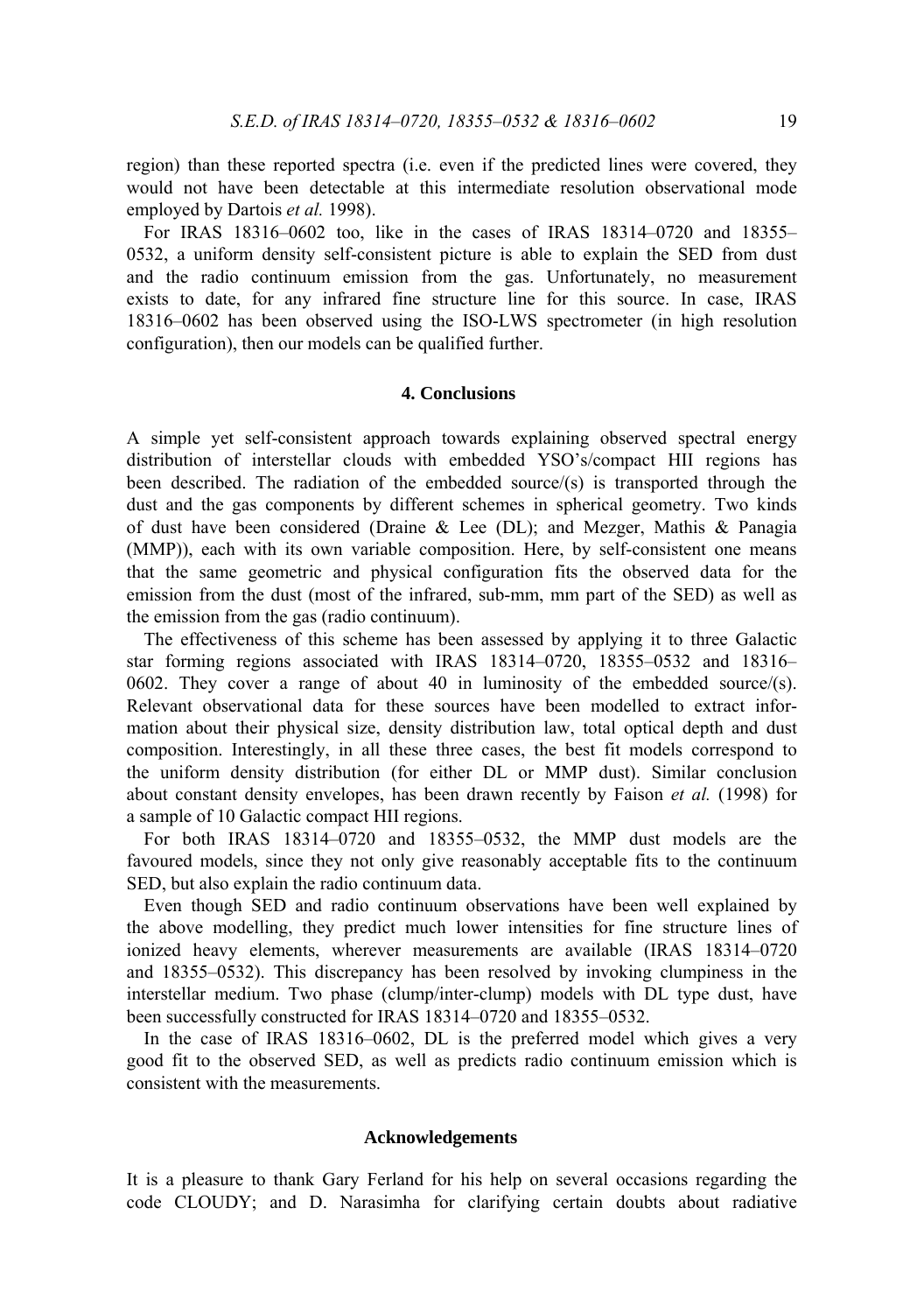region) than these reported spectra (i.e. even if the predicted lines were covered, they would not have been detectable at this intermediate resolution observational mode employed by Dartois *et al.* 1998).

For IRAS 18316–0602 too, like in the cases of IRAS 18314–0720 and 18355–0532, a uniform density self-consistent picture is able to explain the SED from dust and the radio continuum emission from the gas. Unfortunately, no measurement exists to date, for any infrared fine structure line for this source. In case, IRAS 18316–0602 has been observed using the ISO-LWS spectrometer (in high resolution configuration), then our models can be qualified further.

## 4. Conclusions

A simple yet self-consistent approach towards explaining observed spectral energy distribution of interstellar clouds with embedded YSO's/compact HII regions has been described. The radiation of the embedded source/(s) is transported through the dust and the gas components by different schemes in spherical geometry. Two kinds of dust have been considered (Draine & Lee (DL); and Mezger, Mathis & Panagia (MMP)), each with its own variable composition. Here, by self-consistent one means that the same geometric and physical configuration fits the observed data for the emission from the dust (most of the infrared, sub-mm, mm part of the SED) as well as the emission from the gas (radio continuum).

The effectiveness of this scheme has been assessed by applying it to three Galactic star forming regions associated with IRAS 18314–0720, 18355–0532 and 18316–0602. They cover a range of about 40 in luminosity of the embedded source/(s). Relevant observational data for these sources have been modelled to extract information about their physical size, density distribution law, total optical depth and dust composition. Interestingly, in all these three cases, the best fit models correspond to the uniform density distribution (for either DL or MMP dust). Similar conclusion about constant density envelopes, has been drawn recently by Faison *et al.* (1998) for a sample of 10 Galactic compact HII regions.

For both IRAS 18314–0720 and 18355–0532, the MMP dust models are the favoured models, since they not only give reasonably acceptable fits to the continuum SED, but also explain the radio continuum data.

Even though SED and radio continuum observations have been well explained by the above modelling, they predict much lower intensities for fine structure lines of ionized heavy elements, wherever measurements are available (IRAS 18314–0720 and 18355–0532). This discrepancy has been resolved by invoking clumpiness in the interstellar medium. Two phase (clump/inter-clump) models with DL type dust, have been successfully constructed for IRAS 18314–0720 and 18355–0532.

In the case of IRAS 18316–0602, DL is the preferred model which gives a very good fit to the observed SED, as well as predicts radio continuum emission which is consistent with the measurements.

## Acknowledgements

It is a pleasure to thank Gary Ferland for his help on several occasions regarding the code CLOUDY; and D. Narasimha for clarifying certain doubts about radiative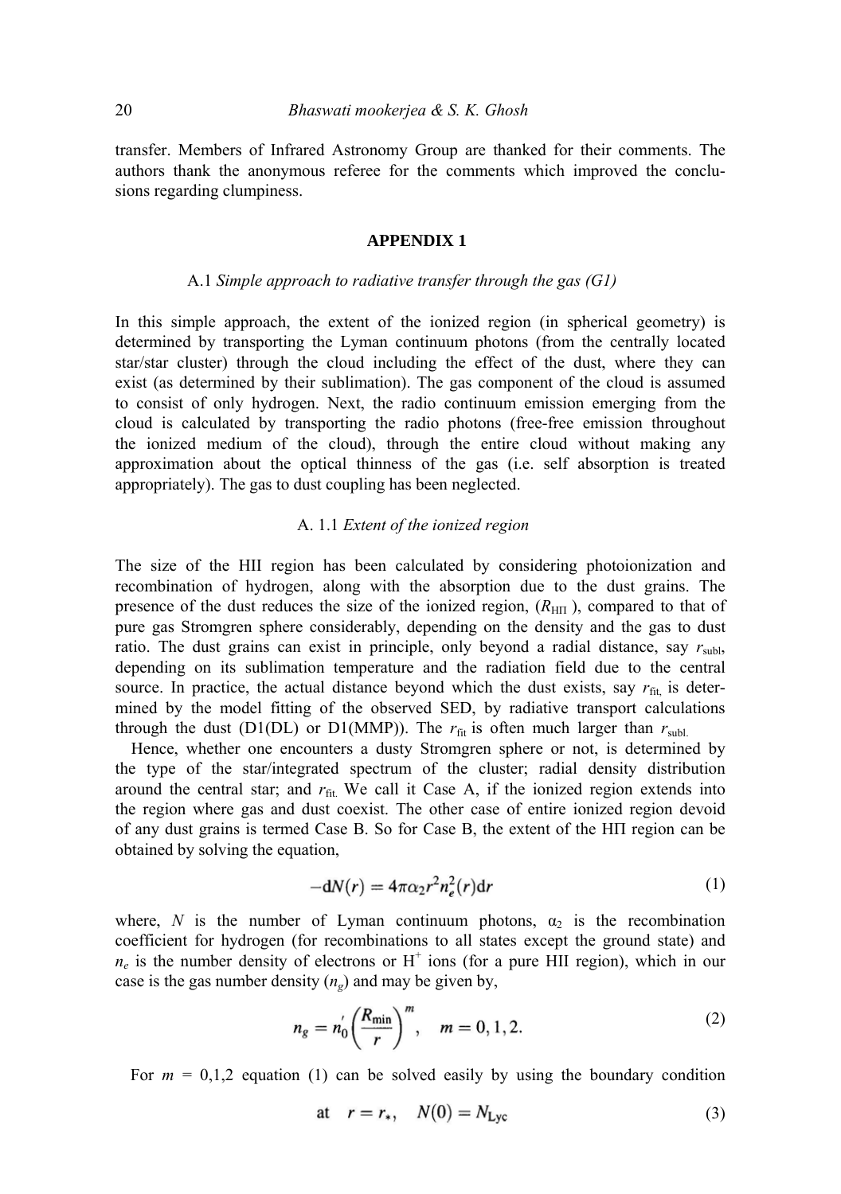transfer. Members of Infrared Astronomy Group are thanked for their comments. The authors thank the anonymous referee for the comments which improved the conclusions regarding clumpiness.

## APPENDIX 1

### A.1 *Simple approach to radiative transfer through the gas (G1)*

In this simple approach, the extent of the ionized region (in spherical geometry) is determined by transporting the Lyman continuum photons (from the centrally located star/star cluster) through the cloud including the effect of the dust, where they can exist (as determined by their sublimation). The gas component of the cloud is assumed to consist of only hydrogen. Next, the radio continuum emission emerging from the cloud is calculated by transporting the radio photons (free-free emission throughout the ionized medium of the cloud), through the entire cloud without making any approximation about the optical thinness of the gas (i.e. self absorption is treated appropriately). The gas to dust coupling has been neglected.

### A. 1.1 *Extent of the ionized region*

The size of the HII region has been calculated by considering photoionization and recombination of hydrogen, along with the absorption due to the dust grains. The presence of the dust reduces the size of the ionized region, ($R_{\rm HII}$), compared to that of pure gas Stromgren sphere considerably, depending on the density and the gas to dust ratio. The dust grains can exist in principle, only beyond a radial distance, say $r_{\rm subl}$, depending on its sublimation temperature and the radiation field due to the central source. In practice, the actual distance beyond which the dust exists, say $r_{\rm fit,}$ is determined by the model fitting of the observed SED, by radiative transport calculations through the dust (D1(DL) or D1(MMP)). The $r_{\rm fit}$ is often much larger than $r_{\rm subl.}$

Hence, whether one encounters a dusty Stromgren sphere or not, is determined by the type of the star/integrated spectrum of the cluster; radial density distribution around the central star; and $r_{\rm fit.}$ We call it Case A, if the ionized region extends into the region where gas and dust coexist. The other case of entire ionized region devoid of any dust grains is termed Case B. So for Case B, the extent of the HII region can be obtained by solving the equation,

$$-\mathrm{d}N(r) = 4\pi\alpha_2 r^2 n_e^2(r)\mathrm{d}r \tag{1}$$

where, $N$ is the number of Lyman continuum photons, $\alpha_2$ is the recombination coefficient for hydrogen (for recombinations to all states except the ground state) and $n_e$ is the number density of electrons or $H^+$ ions (for a pure HII region), which in our case is the gas number density ($n_g$) and may be given by,

$$n_g = n_0' \left(\frac{R_{\rm min}}{r}\right)^m, \quad m = 0, 1, 2. \tag{2}$$

For $m$ = 0,1,2 equation (1) can be solved easily by using the boundary condition

$$\text{at} \quad r = r_*, \quad N(0) = N_{\rm Lyc} \tag{3}$$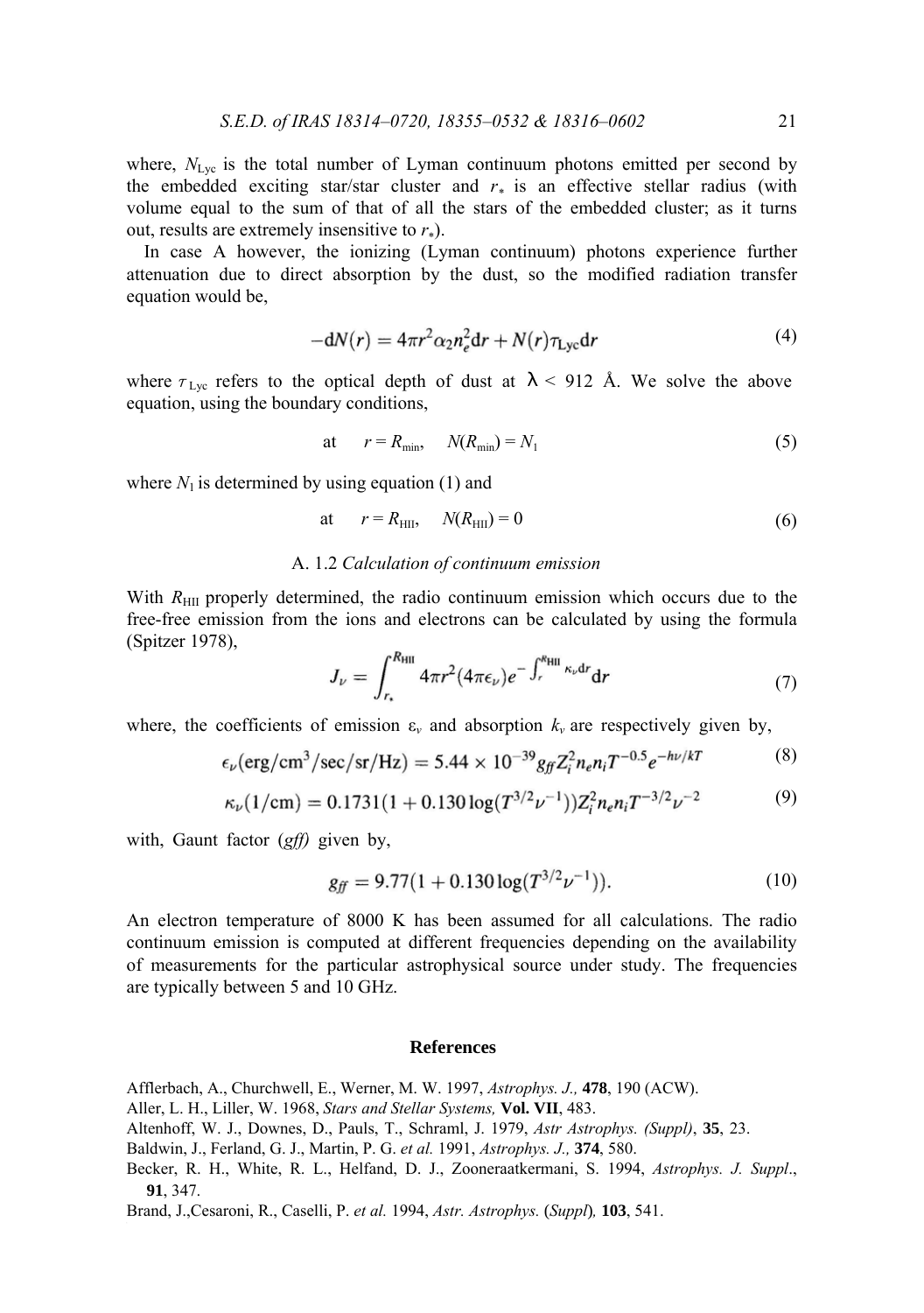where, $N_{\rm Lyc}$ is the total number of Lyman continuum photons emitted per second by the embedded exciting star/star cluster and $r_*$ is an effective stellar radius (with volume equal to the sum of that of all the stars of the embedded cluster; as it turns out, results are extremely insensitive to $r_*$).

In case A however, the ionizing (Lyman continuum) photons experience further attenuation due to direct absorption by the dust, so the modified radiation transfer equation would be,

$$-\mathrm{d}N(r) = 4\pi r^2 \alpha_2 n_e^2 \mathrm{d}r + N(r)\tau_{\rm Lyc}\mathrm{d}r \tag{4}$$

where $\tau_{\rm Lyc}$ refers to the optical depth of dust at $\lambda < 912$ Å. We solve the above equation, using the boundary conditions,

$$\text{at} \quad r = R_{\rm min}, \quad N(R_{\rm min}) = N_1 \tag{5}$$

where $N_1$ is determined by using equation (1) and

$$\text{at} \quad r = R_{\rm HII}, \quad N(R_{\rm HII}) = 0 \tag{6}$$

### A. 1.2 *Calculation of continuum emission*

With $R_{\rm HII}$ properly determined, the radio continuum emission which occurs due to the free-free emission from the ions and electrons can be calculated by using the formula (Spitzer 1978),

$$J_\nu = \int_{r_*}^{R_{\rm HII}} 4\pi r^2 (4\pi\epsilon_\nu) e^{-\int_r^{R_{\rm HII}} \kappa_\nu \mathrm{d}r} \mathrm{d}r \tag{7}$$

where, the coefficients of emission $\varepsilon_\nu$ and absorption $k_\nu$ are respectively given by,

$$\epsilon_\nu(\mathrm{erg/cm^3/sec/sr/Hz}) = 5.44 \times 10^{-39} g_{f\!f} Z_i^2 n_e n_i T^{-0.5} e^{-h\nu/kT} \tag{8}$$

$$\kappa_\nu(1/\mathrm{cm}) = 0.1731(1 + 0.130 \log(T^{3/2}\nu^{-1})) Z_i^2 n_e n_i T^{-3/2} \nu^{-2} \tag{9}$$

with, Gaunt factor ($g\!f\!f$) given by,

$$g_{f\!f} = 9.77(1 + 0.130 \log(T^{3/2}\nu^{-1})). \tag{10}$$

An electron temperature of 8000 K has been assumed for all calculations. The radio continuum emission is computed at different frequencies depending on the availability of measurements for the particular astrophysical source under study. The frequencies are typically between 5 and 10 GHz.

## References

Afflerbach, A., Churchwell, E., Werner, M. W. 1997, *Astrophys. J.,* **478**, 190 (ACW).

Aller, L. H., Liller, W. 1968, *Stars and Stellar Systems,* **Vol. VII**, 483.

Altenhoff, W. J., Downes, D., Pauls, T., Schraml, J. 1979, *Astr Astrophys. (Suppl)*, **35**, 23.

Baldwin, J., Ferland, G. J., Martin, P. G. *et al.* 1991, *Astrophys. J.,* **374**, 580.

Becker, R. H., White, R. L., Helfand, D. J., Zooneraatkermani, S. 1994, *Astrophys. J. Suppl*., **91**, 347.

Brand, J.,Cesaroni, R., Caselli, P. *et al.* 1994, *Astr. Astrophys.* (*Suppl*)*,* **103**, 541.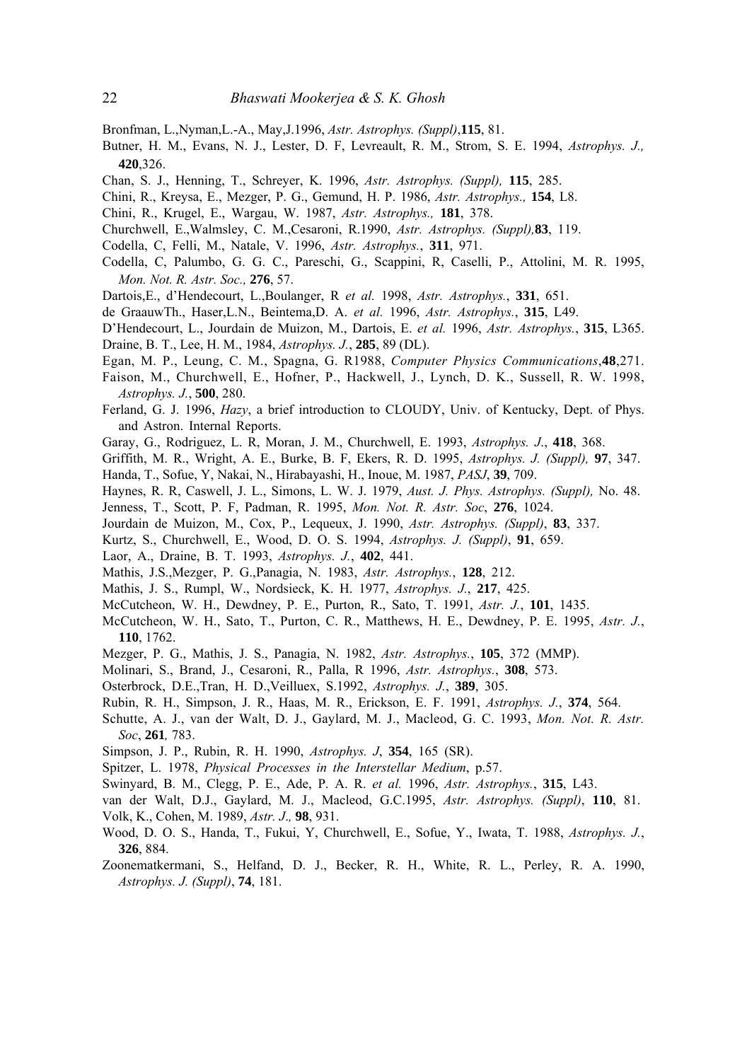Bronfman, L.,Nyman,L.-A., May,J.1996, *Astr. Astrophys. (Suppl)*,**115**, 81.

Butner, H. M., Evans, N. J., Lester, D. F, Levreault, R. M., Strom, S. E. 1994, *Astrophys. J.,* **420**,326.

Chan, S. J., Henning, T., Schreyer, K. 1996, *Astr. Astrophys. (Suppl),* **115**, 285.

Chini, R., Kreysa, E., Mezger, P. G., Gemund, H. P. 1986, *Astr. Astrophys.,* **154**, L8.

Chini, R., Krugel, E., Wargau, W. 1987, *Astr. Astrophys.,* **181**, 378.

Churchwell, E.,Walmsley, C. M.,Cesaroni, R.1990, *Astr. Astrophys. (Suppl),***83**, 119.

Codella, C, Felli, M., Natale, V. 1996, *Astr. Astrophys.*, **311**, 971.

Codella, C, Palumbo, G. G. C., Pareschi, G., Scappini, R, Caselli, P., Attolini, M. R. 1995, *Mon. Not. R. Astr. Soc.,* **276**, 57.

Dartois,E., d'Hendecourt, L.,Boulanger, R *et al.* 1998, *Astr. Astrophys.*, **331**, 651.

de GraauwTh., Haser,L.N., Beintema,D. A. *et al.* 1996, *Astr. Astrophys.*, **315**, L49.

D'Hendecourt, L., Jourdain de Muizon, M., Dartois, E. *et al.* 1996, *Astr. Astrophys.*, **315**, L365.

Draine, B. T., Lee, H. M., 1984, *Astrophys. J.*, **285**, 89 (DL).

Egan, M. P., Leung, C. M., Spagna, G. R1988, *Computer Physics Communications*,**48**,271.

Faison, M., Churchwell, E., Hofner, P., Hackwell, J., Lynch, D. K., Sussell, R. W. 1998, *Astrophys. J.*, **500**, 280.

Ferland, G. J. 1996, *Hazy*, a brief introduction to CLOUDY, Univ. of Kentucky, Dept. of Phys. and Astron. Internal Reports.

Garay, G., Rodriguez, L. R, Moran, J. M., Churchwell, E. 1993, *Astrophys. J.*, **418**, 368.

Griffith, M. R., Wright, A. E., Burke, B. F, Ekers, R. D. 1995, *Astrophys. J. (Suppl),* **97**, 347.

Handa, T., Sofue, Y, Nakai, N., Hirabayashi, H., Inoue, M. 1987, *PASJ*, **39**, 709.

Haynes, R. R, Caswell, J. L., Simons, L. W. J. 1979, *Aust. J. Phys. Astrophys. (Suppl),* No. 48.

Jenness, T., Scott, P. F, Padman, R. 1995, *Mon. Not. R. Astr. Soc*, **276**, 1024.

Jourdain de Muizon, M., Cox, P., Lequeux, J. 1990, *Astr. Astrophys. (Suppl)*, **83**, 337.

Kurtz, S., Churchwell, E., Wood, D. O. S. 1994, *Astrophys. J. (Suppl)*, **91**, 659.

Laor, A., Draine, B. T. 1993, *Astrophys. J.*, **402**, 441.

Mathis, J.S.,Mezger, P. G.,Panagia, N. 1983, *Astr. Astrophys.*, **128**, 212.

Mathis, J. S., Rumpl, W., Nordsieck, K. H. 1977, *Astrophys. J.*, **217**, 425.

McCutcheon, W. H., Dewdney, P. E., Purton, R., Sato, T. 1991, *Astr. J.*, **101**, 1435.

McCutcheon, W. H., Sato, T., Purton, C. R., Matthews, H. E., Dewdney, P. E. 1995, *Astr. J.*, **110**, 1762.

Mezger, P. G., Mathis, J. S., Panagia, N. 1982, *Astr. Astrophys.*, **105**, 372 (MMP).

Molinari, S., Brand, J., Cesaroni, R., Palla, R 1996, *Astr. Astrophys.*, **308**, 573.

Osterbrock, D.E.,Tran, H. D.,Veilluex, S.1992, *Astrophys. J.*, **389**, 305.

Rubin, R. H., Simpson, J. R., Haas, M. R., Erickson, E. F. 1991, *Astrophys. J.*, **374**, 564.

Schutte, A. J., van der Walt, D. J., Gaylard, M. J., Macleod, G. C. 1993, *Mon. Not. R. Astr. Soc*, **261***,* 783.

Simpson, J. P., Rubin, R. H. 1990, *Astrophys. J*, **354**, 165 (SR).

Spitzer, L. 1978, *Physical Processes in the Interstellar Medium*, p.57.

Swinyard, B. M., Clegg, P. E., Ade, P. A. R. *et al.* 1996, *Astr. Astrophys.*, **315**, L43.

van der Walt, D.J., Gaylard, M. J., Macleod, G.C.1995, *Astr. Astrophys. (Suppl)*, **110**, 81.

Volk, K., Cohen, M. 1989, *Astr. J.,* **98**, 931.

Wood, D. O. S., Handa, T., Fukui, Y, Churchwell, E., Sofue, Y., Iwata, T. 1988, *Astrophys. J.*, **326**, 884.

Zoonematkermani, S., Helfand, D. J., Becker, R. H., White, R. L., Perley, R. A. 1990, *Astrophys. J. (Suppl)*, **74**, 181.